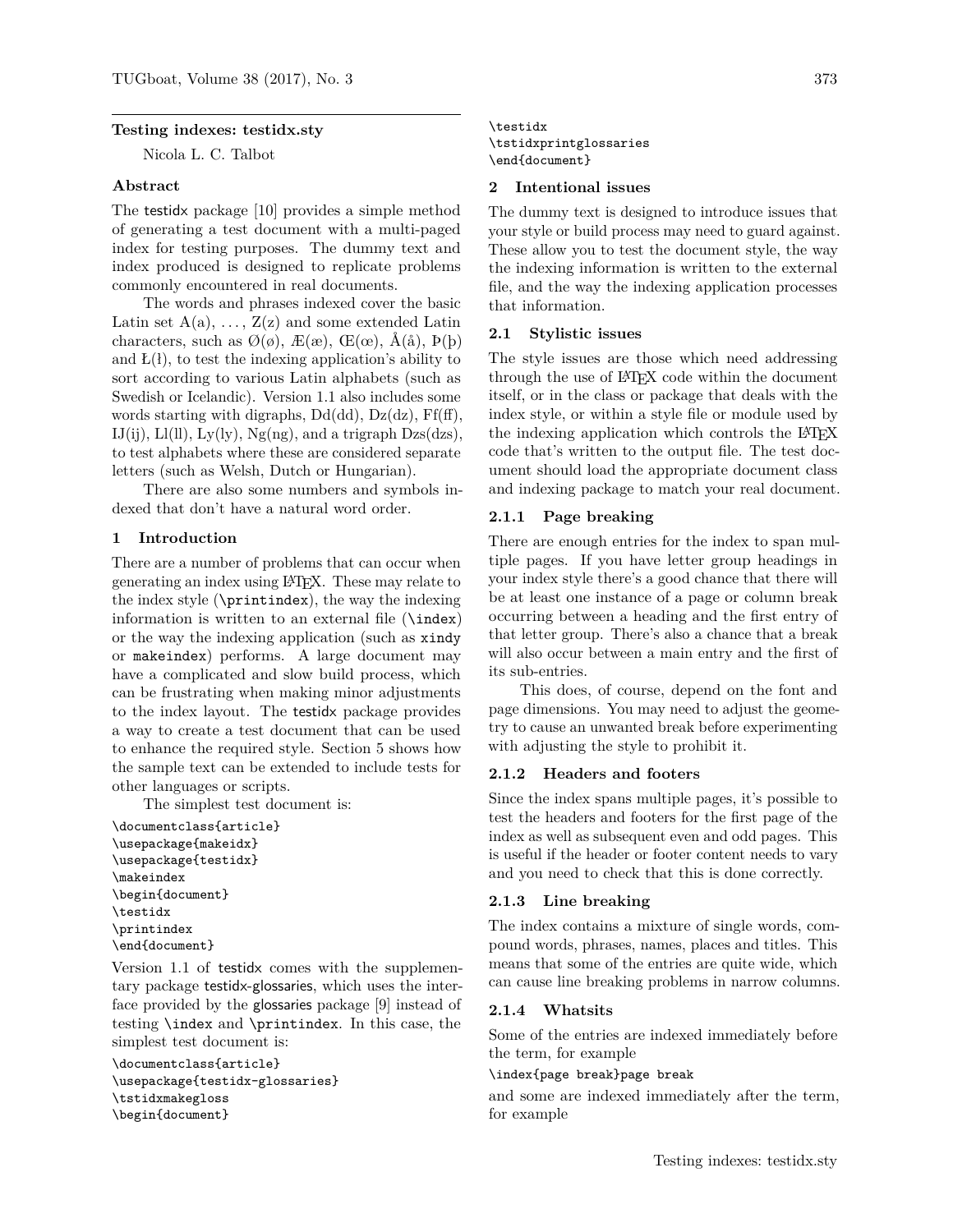## Testing indexes: testidx.sty

Nicola L. C. Talbot

### Abstract

The testidx package [10] provides a simple method of generating a test document with a multi-paged index for testing purposes. The dummy text and index produced is designed to replicate problems commonly encountered in real documents.

The words and phrases indexed cover the basic Latin set A(a), ..., Z(z) and some extended Latin characters, such as Ø(ø), Æ(æ), Œ(œ), Å(å), Þ(þ) and Ł(ł), to test the indexing application's ability to sort according to various Latin alphabets (such as Swedish or Icelandic). Version 1.1 also includes some words starting with digraphs, Dd(dd), Dz(dz), Ff(ff), IJ(ij), Ll(ll), Ly(ly), Ng(ng), and a trigraph Dzs(dzs), to test alphabets where these are considered separate letters (such as Welsh, Dutch or Hungarian).

There are also some numbers and symbols indexed that don't have a natural word order.

### 1 Introduction

There are a number of problems that can occur when generating an index using LaTeX. These may relate to the index style (`\printindex`), the way the indexing information is written to an external file (`\index`) or the way the indexing application (such as `xindy` or `makeindex`) performs. A large document may have a complicated and slow build process, which can be frustrating when making minor adjustments to the index layout. The testidx package provides a way to create a test document that can be used to enhance the required style. Section 5 shows how the sample text can be extended to include tests for other languages or scripts.

The simplest test document is:

```
\documentclass{article}
\usepackage{makeidx}
\usepackage{testidx}
\makeindex
\begin{document}
\testidx
\printindex
\end{document}
```

Version 1.1 of testidx comes with the supplementary package testidx-glossaries, which uses the interface provided by the glossaries package [9] instead of testing `\index` and `\printindex`. In this case, the simplest test document is:

```
\documentclass{article}
\usepackage{testidx-glossaries}
\tstidxmakegloss
\begin{document}
\testidx
\tstidxprintglossaries
\end{document}
```

### 2 Intentional issues

The dummy text is designed to introduce issues that your style or build process may need to guard against. These allow you to test the document style, the way the indexing information is written to the external file, and the way the indexing application processes that information.

#### 2.1 Stylistic issues

The style issues are those which need addressing through the use of LaTeX code within the document itself, or in the class or package that deals with the index style, or within a style file or module used by the indexing application which controls the LaTeX code that's written to the output file. The test document should load the appropriate document class and indexing package to match your real document.

##### 2.1.1 Page breaking

There are enough entries for the index to span multiple pages. If you have letter group headings in your index style there's a good chance that there will be at least one instance of a page or column break occurring between a heading and the first entry of that letter group. There's also a chance that a break will also occur between a main entry and the first of its sub-entries.

This does, of course, depend on the font and page dimensions. You may need to adjust the geometry to cause an unwanted break before experimenting with adjusting the style to prohibit it.

##### 2.1.2 Headers and footers

Since the index spans multiple pages, it's possible to test the headers and footers for the first page of the index as well as subsequent even and odd pages. This is useful if the header or footer content needs to vary and you need to check that this is done correctly.

##### 2.1.3 Line breaking

The index contains a mixture of single words, compound words, phrases, names, places and titles. This means that some of the entries are quite wide, which can cause line breaking problems in narrow columns.

##### 2.1.4 Whatsits

Some of the entries are indexed immediately before the term, for example

```
\index{page break}page break
```

and some are indexed immediately after the term, for example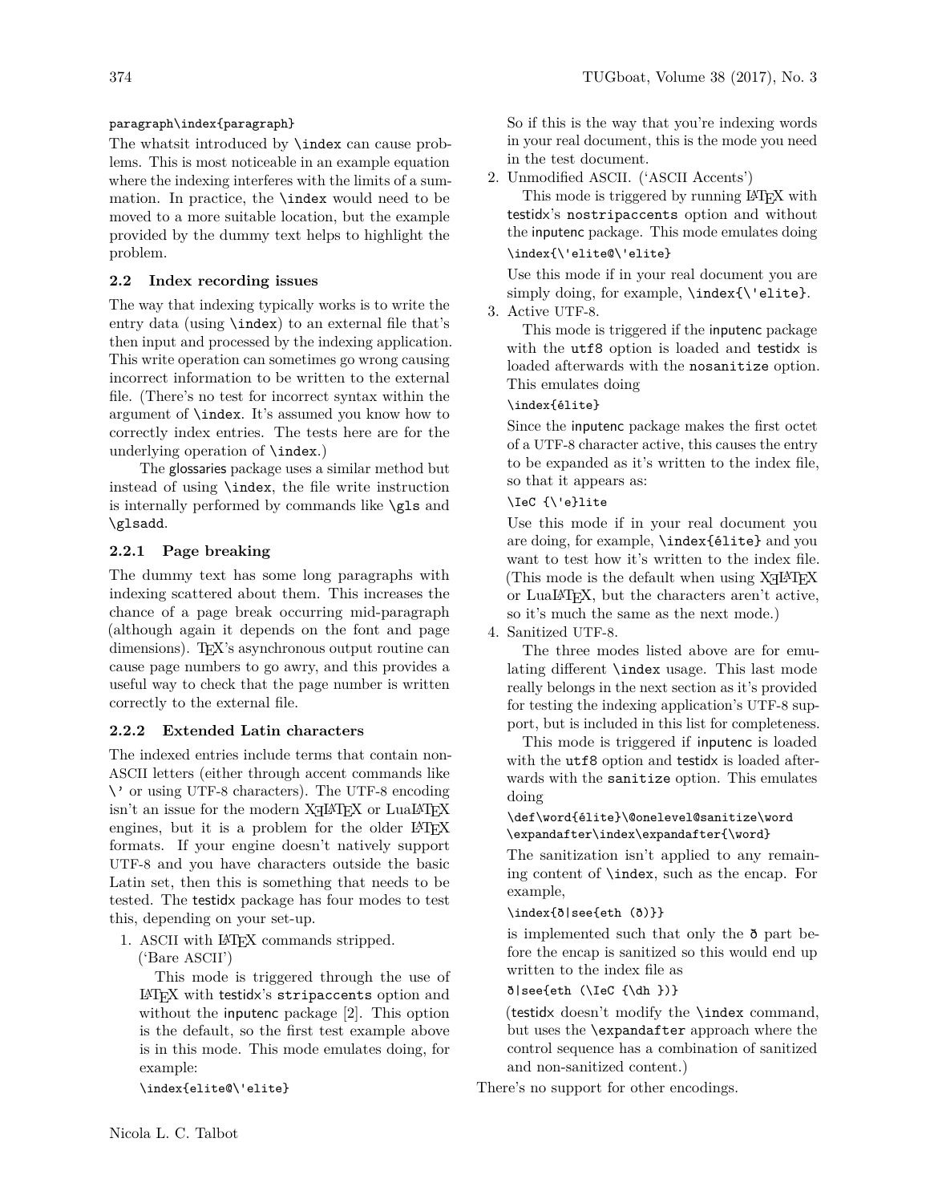```
paragraph\index{paragraph}
```

The whatsit introduced by `\index` can cause problems. This is most noticeable in an example equation where the indexing interferes with the limits of a summation. In practice, the `\index` would need to be moved to a more suitable location, but the example provided by the dummy text helps to highlight the problem.

## 2.2 Index recording issues

The way that indexing typically works is to write the entry data (using `\index`) to an external file that's then input and processed by the indexing application. This write operation can sometimes go wrong causing incorrect information to be written to the external file. (There's no test for incorrect syntax within the argument of `\index`. It's assumed you know how to correctly index entries. The tests here are for the underlying operation of `\index`.)

The glossaries package uses a similar method but instead of using `\index`, the file write instruction is internally performed by commands like `\gls` and `\glsadd`.

### 2.2.1 Page breaking

The dummy text has some long paragraphs with indexing scattered about them. This increases the chance of a page break occurring mid-paragraph (although again it depends on the font and page dimensions). TeX's asynchronous output routine can cause page numbers to go awry, and this provides a useful way to check that the page number is written correctly to the external file.

### 2.2.2 Extended Latin characters

The indexed entries include terms that contain non-ASCII letters (either through accent commands like `\'` or using UTF-8 characters). The UTF-8 encoding isn't an issue for the modern XeLaTeX or LuaLaTeX engines, but it is a problem for the older LaTeX formats. If your engine doesn't natively support UTF-8 and you have characters outside the basic Latin set, then this is something that needs to be tested. The testidx package has four modes to test this, depending on your set-up.

1. ASCII with LaTeX commands stripped. ('Bare ASCII')

   This mode is triggered through the use of LaTeX with testidx's `stripaccents` option and without the inputenc package [2]. This option is the default, so the first test example above is in this mode. This mode emulates doing, for example:

   ```
   \index{elite@\'elite}
   ```

   So if this is the way that you're indexing words in your real document, this is the mode you need in the test document.

2. Unmodified ASCII. ('ASCII Accents')

   This mode is triggered by running LaTeX with testidx's `nostripaccents` option and without the inputenc package. This mode emulates doing

   ```
   \index{\'elite@\'elite}
   ```

   Use this mode if in your real document you are simply doing, for example, `\index{\'elite}`.

3. Active UTF-8.

   This mode is triggered if the inputenc package with the `utf8` option is loaded and testidx is loaded afterwards with the `nosanitize` option. This emulates doing

   ```
   \index{élite}
   ```

   Since the inputenc package makes the first octet of a UTF-8 character active, this causes the entry to be expanded as it's written to the index file, so that it appears as:

   ```
   \IeC {\'e}lite
   ```

   Use this mode if in your real document you are doing, for example, `\index{élite}` and you want to test how it's written to the index file. (This mode is the default when using XeLaTeX or LuaLaTeX, but the characters aren't active, so it's much the same as the next mode.)

4. Sanitized UTF-8.

   The three modes listed above are for emulating different `\index` usage. This last mode really belongs in the next section as it's provided for testing the indexing application's UTF-8 support, but is included in this list for completeness.

   This mode is triggered if inputenc is loaded with the `utf8` option and testidx is loaded afterwards with the `sanitize` option. This emulates doing

   ```
   \def\word{élite}\@onelevel@sanitize\word
   \expandafter\index\expandafter{\word}
   ```

   The sanitization isn't applied to any remaining content of `\index`, such as the encap. For example,

   ```
   \index{ð|see{eth (ð)}}
   ```

   is implemented such that only the ð part before the encap is sanitized so this would end up written to the index file as

   ```
   ð|see{eth (\IeC {\dh })}
   ```

   (testidx doesn't modify the `\index` command, but uses the `\expandafter` approach where the control sequence has a combination of sanitized and non-sanitized content.)

There's no support for other encodings.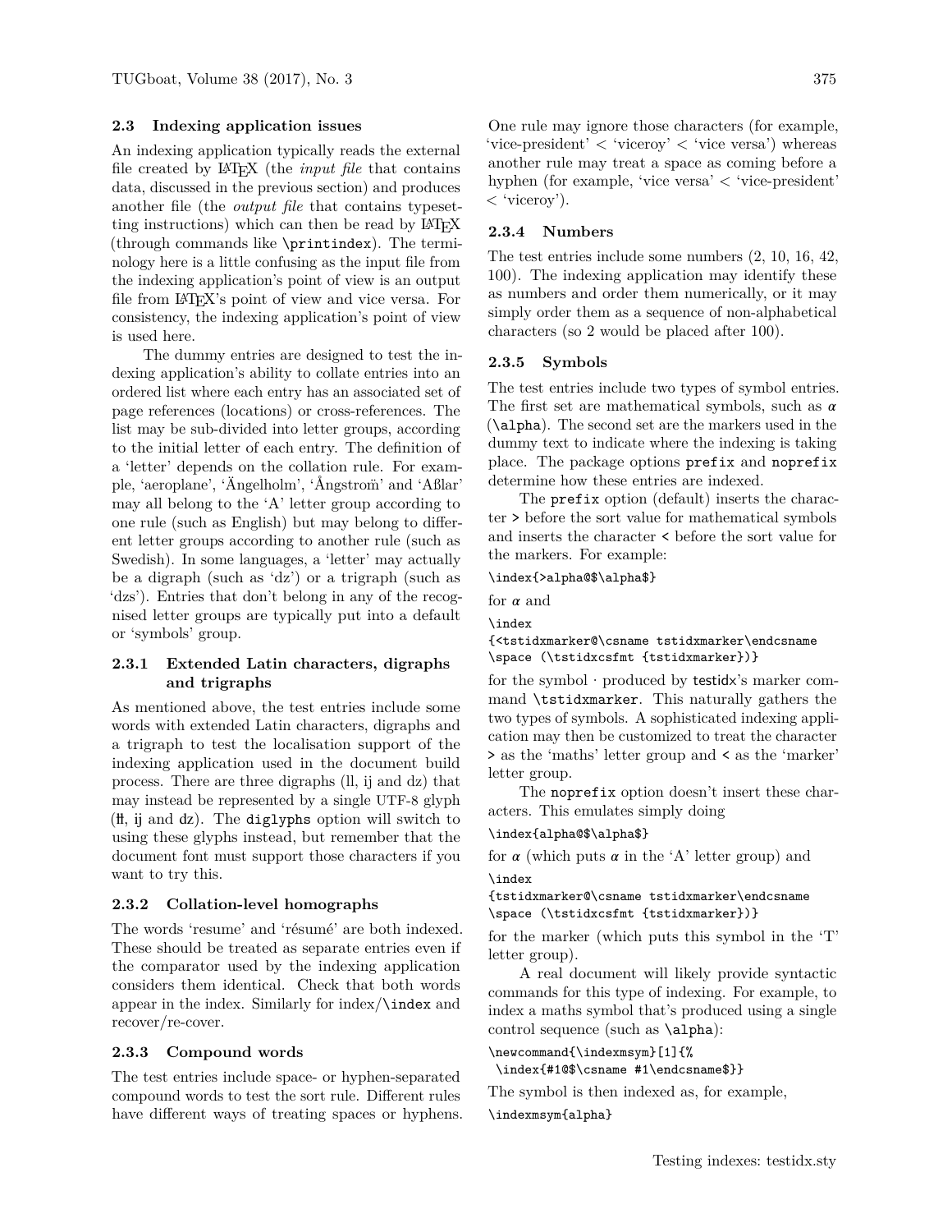### 2.3 Indexing application issues

An indexing application typically reads the external file created by LaTeX (the *input file* that contains data, discussed in the previous section) and produces another file (the *output file* that contains typesetting instructions) which can then be read by LaTeX (through commands like `\printindex`). The terminology here is a little confusing as the input file from the indexing application's point of view is an output file from LaTeX's point of view and vice versa. For consistency, the indexing application's point of view is used here.

The dummy entries are designed to test the indexing application's ability to collate entries into an ordered list where each entry has an associated set of page references (locations) or cross-references. The list may be sub-divided into letter groups, according to the initial letter of each entry. The definition of a 'letter' depends on the collation rule. For example, 'aeroplane', 'Ängelholm', 'Ångström' and 'Aßlar' may all belong to the 'A' letter group according to one rule (such as English) but may belong to different letter groups according to another rule (such as Swedish). In some languages, a 'letter' may actually be a digraph (such as 'dz') or a trigraph (such as 'dzs'). Entries that don't belong in any of the recognised letter groups are typically put into a default or 'symbols' group.

#### 2.3.1 Extended Latin characters, digraphs and trigraphs

As mentioned above, the test entries include some words with extended Latin characters, digraphs and a trigraph to test the localisation support of the indexing application used in the document build process. There are three digraphs (ll, ij and dz) that may instead be represented by a single UTF-8 glyph (ỻ, ĳ and ǳ). The `diglyphs` option will switch to using these glyphs instead, but remember that the document font must support those characters if you want to try this.

#### 2.3.2 Collation-level homographs

The words 'resume' and 'résumé' are both indexed. These should be treated as separate entries even if the comparator used by the indexing application considers them identical. Check that both words appear in the index. Similarly for index/`\index` and recover/re-cover.

#### 2.3.3 Compound words

The test entries include space- or hyphen-separated compound words to test the sort rule. Different rules have different ways of treating spaces or hyphens. One rule may ignore those characters (for example, 'vice-president' < 'viceroy' < 'vice versa') whereas another rule may treat a space as coming before a hyphen (for example, 'vice versa' < 'vice-president' < 'viceroy').

#### 2.3.4 Numbers

The test entries include some numbers (2, 10, 16, 42, 100). The indexing application may identify these as numbers and order them numerically, or it may simply order them as a sequence of non-alphabetical characters (so 2 would be placed after 100).

#### 2.3.5 Symbols

The test entries include two types of symbol entries. The first set are mathematical symbols, such as $\alpha$ (`\alpha`). The second set are the markers used in the dummy text to indicate where the indexing is taking place. The package options `prefix` and `noprefix` determine how these entries are indexed.

The `prefix` option (default) inserts the character `>` before the sort value for mathematical symbols and inserts the character `<` before the sort value for the markers. For example:

```
\index{>alpha@$\alpha$}
```

for $\alpha$ and

```
\index
{<tstidxmarker@\csname tstidxmarker\endcsname
\space (\tstidxcsfmt {tstidxmarker})}
```

for the symbol · produced by testidx's marker command `\tstidxmarker`. This naturally gathers the two types of symbols. A sophisticated indexing application may then be customized to treat the character `>` as the 'maths' letter group and `<` as the 'marker' letter group.

The `noprefix` option doesn't insert these characters. This emulates simply doing

```
\index{alpha@$\alpha$}
```

for $\alpha$ (which puts $\alpha$ in the 'A' letter group) and

```
\index
{tstidxmarker@\csname tstidxmarker\endcsname
\space (\tstidxcsfmt {tstidxmarker})}
```

for the marker (which puts this symbol in the 'T' letter group).

A real document will likely provide syntactic commands for this type of indexing. For example, to index a maths symbol that's produced using a single control sequence (such as `\alpha`):

```
\newcommand{\indexmsym}[1]{%
 \index{#1@$\csname #1\endcsname$}}
```

The symbol is then indexed as, for example,

```
\indexmsym{alpha}
```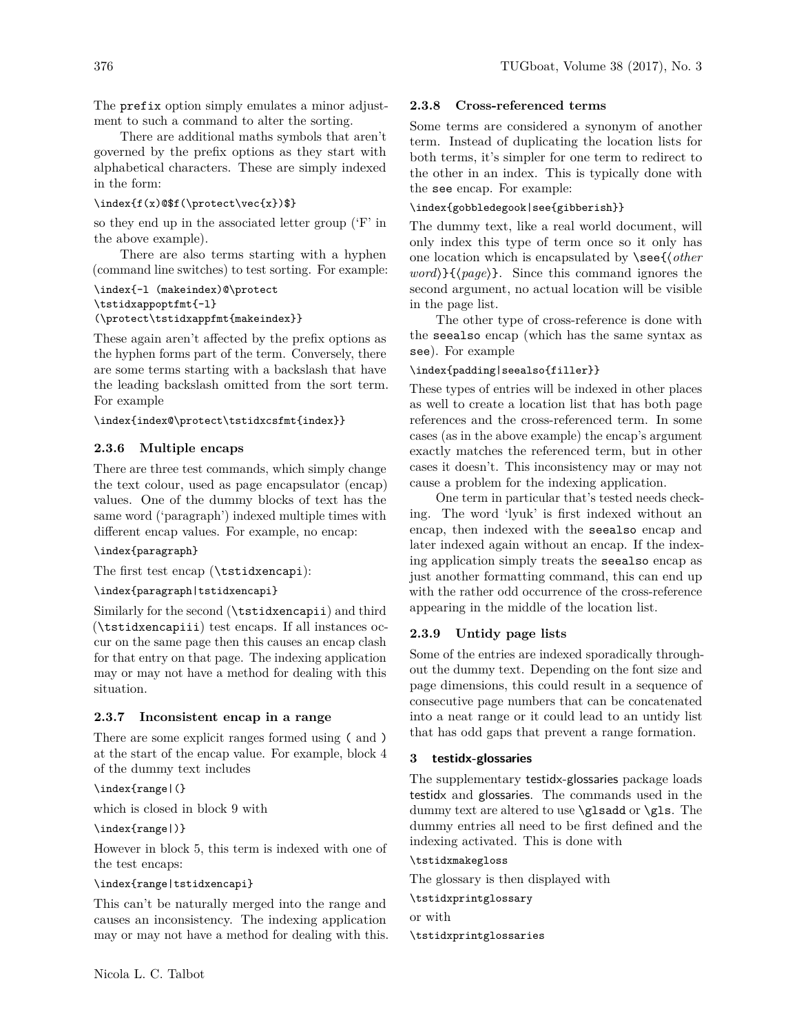The prefix option simply emulates a minor adjustment to such a command to alter the sorting.

There are additional maths symbols that aren't governed by the prefix options as they start with alphabetical characters. These are simply indexed in the form:

```
\index{f(x)@$f(\protect\vec{x})$}
```

so they end up in the associated letter group ('F' in the above example).

There are also terms starting with a hyphen (command line switches) to test sorting. For example:

```
\index{-l (makeindex)@\protect
\tstidxappoptfmt{-l}
(\protect\tstidxappfmt{makeindex}}
```

These again aren't affected by the prefix options as the hyphen forms part of the term. Conversely, there are some terms starting with a backslash that have the leading backslash omitted from the sort term. For example

```
\index{index@\protect\tstidxcsfmt{index}}
```

### 2.3.6 Multiple encaps

There are three test commands, which simply change the text colour, used as page encapsulator (encap) values. One of the dummy blocks of text has the same word ('paragraph') indexed multiple times with different encap values. For example, no encap:

```
\index{paragraph}
```

The first test encap (\tstidxencapi):

```
\index{paragraph|tstidxencapi}
```

Similarly for the second (\tstidxencapii) and third (\tstidxencapiii) test encaps. If all instances occur on the same page then this causes an encap clash for that entry on that page. The indexing application may or may not have a method for dealing with this situation.

### 2.3.7 Inconsistent encap in a range

There are some explicit ranges formed using ( and ) at the start of the encap value. For example, block 4 of the dummy text includes

```
\index{range|(}
```

which is closed in block 9 with

```
\index{range|)}
```

However in block 5, this term is indexed with one of the test encaps:

```
\index{range|tstidxencapi}
```

This can't be naturally merged into the range and causes an inconsistency. The indexing application may or may not have a method for dealing with this.

### 2.3.8 Cross-referenced terms

Some terms are considered a synonym of another term. Instead of duplicating the location lists for both terms, it's simpler for one term to redirect to the other in an index. This is typically done with the see encap. For example:

```
\index{gobbledegook|see{gibberish}}
```

The dummy text, like a real world document, will only index this type of term once so it only has one location which is encapsulated by \see{⟨*other word*⟩}{⟨*page*⟩}. Since this command ignores the second argument, no actual location will be visible in the page list.

The other type of cross-reference is done with the seealso encap (which has the same syntax as see). For example

```
\index{padding|seealso{filler}}
```

These types of entries will be indexed in other places as well to create a location list that has both page references and the cross-referenced term. In some cases (as in the above example) the encap's argument exactly matches the referenced term, but in other cases it doesn't. This inconsistency may or may not cause a problem for the indexing application.

One term in particular that's tested needs checking. The word 'lyuk' is first indexed without an encap, then indexed with the seealso encap and later indexed again without an encap. If the indexing application simply treats the seealso encap as just another formatting command, this can end up with the rather odd occurrence of the cross-reference appearing in the middle of the location list.

### 2.3.9 Untidy page lists

Some of the entries are indexed sporadically throughout the dummy text. Depending on the font size and page dimensions, this could result in a sequence of consecutive page numbers that can be concatenated into a neat range or it could lead to an untidy list that has odd gaps that prevent a range formation.

## 3 testidx-glossaries

The supplementary testidx-glossaries package loads testidx and glossaries. The commands used in the dummy text are altered to use \glsadd or \gls. The dummy entries all need to be first defined and the indexing activated. This is done with

```
\tstidxmakegloss
```

The glossary is then displayed with

```
\tstidxprintglossary
```

or with

```
\tstidxprintglossaries
```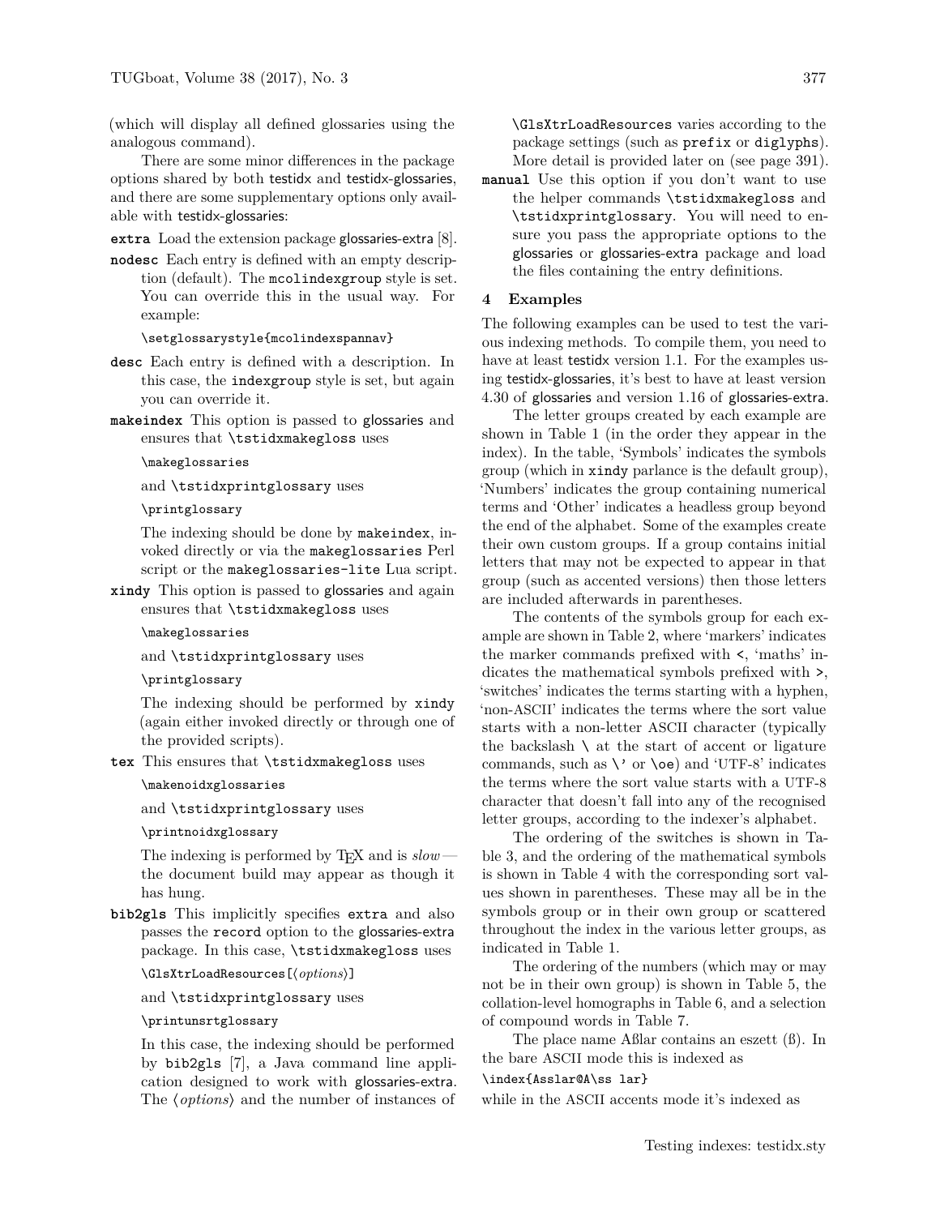(which will display all defined glossaries using the analogous command).

There are some minor differences in the package options shared by both testidx and testidx-glossaries, and there are some supplementary options only available with testidx-glossaries:

**extra** Load the extension package glossaries-extra [8].

**nodesc** Each entry is defined with an empty description (default). The `mcolindexgroup` style is set. You can override this in the usual way. For example:

```
\setglossarystyle{mcolindexspannav}
```

**desc** Each entry is defined with a description. In this case, the `indexgroup` style is set, but again you can override it.

**makeindex** This option is passed to glossaries and ensures that `\tstidxmakegloss` uses

```
\makeglossaries
```

and `\tstidxprintglossary` uses

```
\printglossary
```

The indexing should be done by `makeindex`, invoked directly or via the `makeglossaries` Perl script or the `makeglossaries-lite` Lua script.

**xindy** This option is passed to glossaries and again ensures that `\tstidxmakegloss` uses

```
\makeglossaries
```

and `\tstidxprintglossary` uses

```
\printglossary
```

The indexing should be performed by `xindy` (again either invoked directly or through one of the provided scripts).

**tex** This ensures that `\tstidxmakegloss` uses

```
\makenoidxglossaries
```

and `\tstidxprintglossary` uses

```
\printnoidxglossary
```

The indexing is performed by TeX and is *slow* — the document build may appear as though it has hung.

**bib2gls** This implicitly specifies `extra` and also passes the `record` option to the glossaries-extra package. In this case, `\tstidxmakegloss` uses

```
\GlsXtrLoadResources[⟨options⟩]
```

and `\tstidxprintglossary` uses

```
\printunsrtglossary
```

In this case, the indexing should be performed by `bib2gls` [7], a Java command line application designed to work with glossaries-extra. The ⟨*options*⟩ and the number of instances of `\GlsXtrLoadResources` varies according to the package settings (such as `prefix` or `diglyphs`). More detail is provided later on (see page 391).

**manual** Use this option if you don't want to use the helper commands `\tstidxmakegloss` and `\tstidxprintglossary`. You will need to ensure you pass the appropriate options to the glossaries or glossaries-extra package and load the files containing the entry definitions.

## 4 Examples

The following examples can be used to test the various indexing methods. To compile them, you need to have at least testidx version 1.1. For the examples using testidx-glossaries, it's best to have at least version 4.30 of glossaries and version 1.16 of glossaries-extra.

The letter groups created by each example are shown in Table 1 (in the order they appear in the index). In the table, 'Symbols' indicates the symbols group (which in `xindy` parlance is the default group), 'Numbers' indicates the group containing numerical terms and 'Other' indicates a headless group beyond the end of the alphabet. Some of the examples create their own custom groups. If a group contains initial letters that may not be expected to appear in that group (such as accented versions) then those letters are included afterwards in parentheses.

The contents of the symbols group for each example are shown in Table 2, where 'markers' indicates the marker commands prefixed with `<`, 'maths' indicates the mathematical symbols prefixed with `>`, 'switches' indicates the terms starting with a hyphen, 'non-ASCII' indicates the terms where the sort value starts with a non-letter ASCII character (typically the backslash `\` at the start of accent or ligature commands, such as `\'` or `\oe`) and 'UTF-8' indicates the terms where the sort value starts with a UTF-8 character that doesn't fall into any of the recognised letter groups, according to the indexer's alphabet.

The ordering of the switches is shown in Table 3, and the ordering of the mathematical symbols is shown in Table 4 with the corresponding sort values shown in parentheses. These may all be in the symbols group or in their own group or scattered throughout the index in the various letter groups, as indicated in Table 1.

The ordering of the numbers (which may or may not be in their own group) is shown in Table 5, the collation-level homographs in Table 6, and a selection of compound words in Table 7.

The place name Aßlar contains an eszett (ß). In the bare ASCII mode this is indexed as

```
\index{Asslar@A\ss lar}
```

while in the ASCII accents mode it's indexed as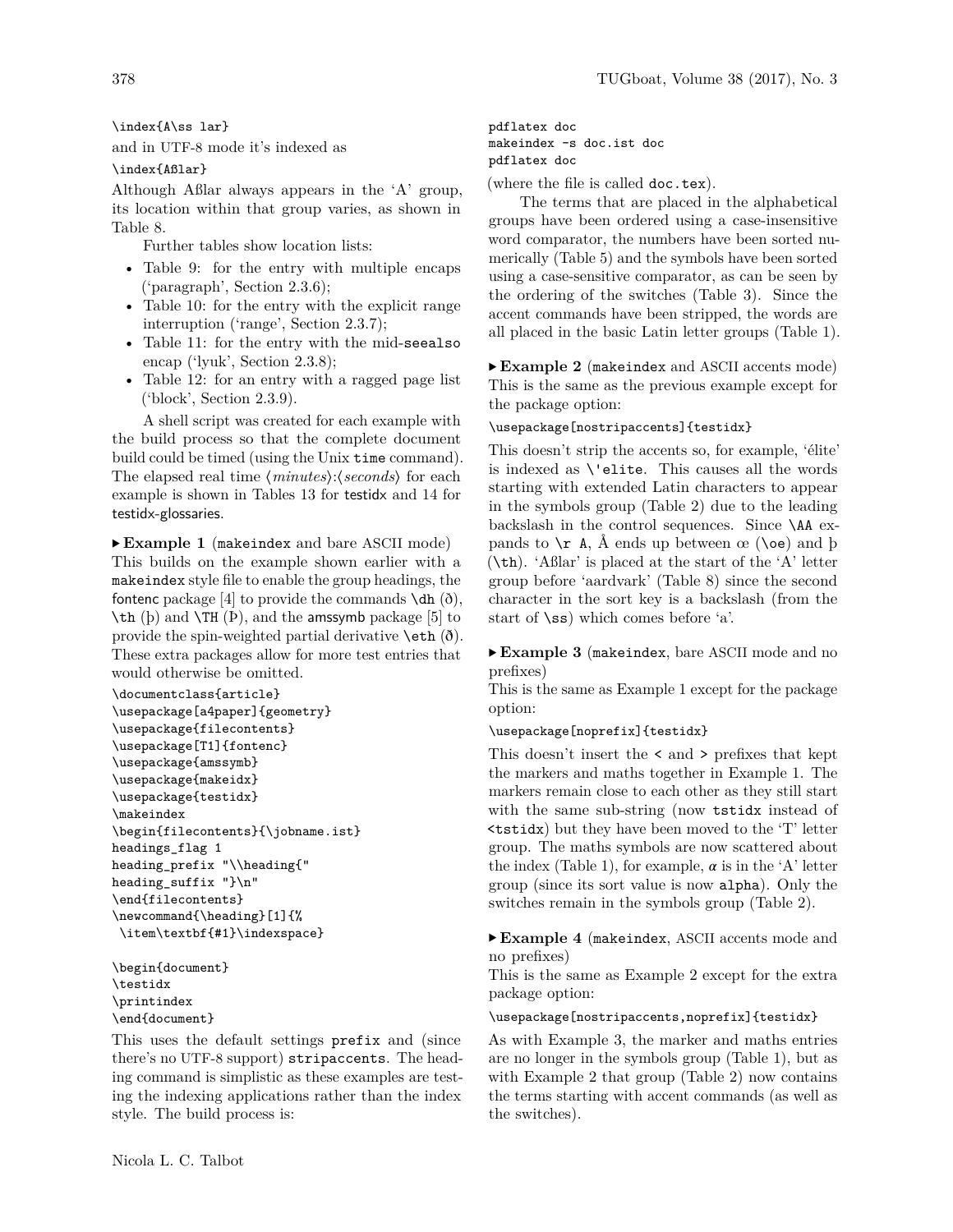```
\index{A\ss lar}
```

and in UTF-8 mode it's indexed as

```
\index{Aßlar}
```

Although Aßlar always appears in the 'A' group, its location within that group varies, as shown in Table 8.

Further tables show location lists:

- Table 9: for the entry with multiple encaps ('paragraph', Section 2.3.6);
- Table 10: for the entry with the explicit range interruption ('range', Section 2.3.7);
- Table 11: for the entry with the mid-`seealso` encap ('lyuk', Section 2.3.8);
- Table 12: for an entry with a ragged page list ('block', Section 2.3.9).

A shell script was created for each example with the build process so that the complete document build could be timed (using the Unix `time` command). The elapsed real time ⟨*minutes*⟩:⟨*seconds*⟩ for each example is shown in Tables 13 for testidx and 14 for testidx-glossaries.

▸ **Example 1** (`makeindex` and bare ASCII mode)
This builds on the example shown earlier with a `makeindex` style file to enable the group headings, the fontenc package [4] to provide the commands `\dh` (ð), `\th` (þ) and `\TH` (Þ), and the amssymb package [5] to provide the spin-weighted partial derivative `\eth` (ð). These extra packages allow for more test entries that would otherwise be omitted.

```
\documentclass{article}
\usepackage[a4paper]{geometry}
\usepackage{filecontents}
\usepackage[T1]{fontenc}
\usepackage{amssymb}
\usepackage{makeidx}
\usepackage{testidx}
\makeindex
\begin{filecontents}{\jobname.ist}
headings_flag 1
heading_prefix "\\heading{"
heading_suffix "}\n"
\end{filecontents}
\newcommand{\heading}[1]{%
 \item\textbf{#1}\indexspace}

\begin{document}
\testidx
\printindex
\end{document}
```

This uses the default settings `prefix` and (since there's no UTF-8 support) `stripaccents`. The heading command is simplistic as these examples are testing the indexing applications rather than the index style. The build process is:

```
pdflatex doc
makeindex -s doc.ist doc
pdflatex doc
```

(where the file is called `doc.tex`).

The terms that are placed in the alphabetical groups have been ordered using a case-insensitive word comparator, the numbers have been sorted numerically (Table 5) and the symbols have been sorted using a case-sensitive comparator, as can be seen by the ordering of the switches (Table 3). Since the accent commands have been stripped, the words are all placed in the basic Latin letter groups (Table 1).

▸ **Example 2** (`makeindex` and ASCII accents mode)
This is the same as the previous example except for the package option:

```
\usepackage[nostripaccents]{testidx}
```

This doesn't strip the accents so, for example, 'élite' is indexed as `\'elite`. This causes all the words starting with extended Latin characters to appear in the symbols group (Table 2) due to the leading backslash in the control sequences. Since `\AA` expands to `\r A`, Å ends up between œ (`\oe`) and þ (`\th`). 'Aßlar' is placed at the start of the 'A' letter group before 'aardvark' (Table 8) since the second character in the sort key is a backslash (from the start of `\ss`) which comes before 'a'.

▸ **Example 3** (`makeindex`, bare ASCII mode and no prefixes)
This is the same as Example 1 except for the package option:

```
\usepackage[noprefix]{testidx}
```

This doesn't insert the `<` and `>` prefixes that kept the markers and maths together in Example 1. The markers remain close to each other as they still start with the same sub-string (now `tstidx` instead of `<tstidx`) but they have been moved to the 'T' letter group. The maths symbols are now scattered about the index (Table 1), for example, $\alpha$ is in the 'A' letter group (since its sort value is now `alpha`). Only the switches remain in the symbols group (Table 2).

▸ **Example 4** (`makeindex`, ASCII accents mode and no prefixes)
This is the same as Example 2 except for the extra package option:

```
\usepackage[nostripaccents,noprefix]{testidx}
```

As with Example 3, the marker and maths entries are no longer in the symbols group (Table 1), but as with Example 2 that group (Table 2) now contains the terms starting with accent commands (as well as the switches).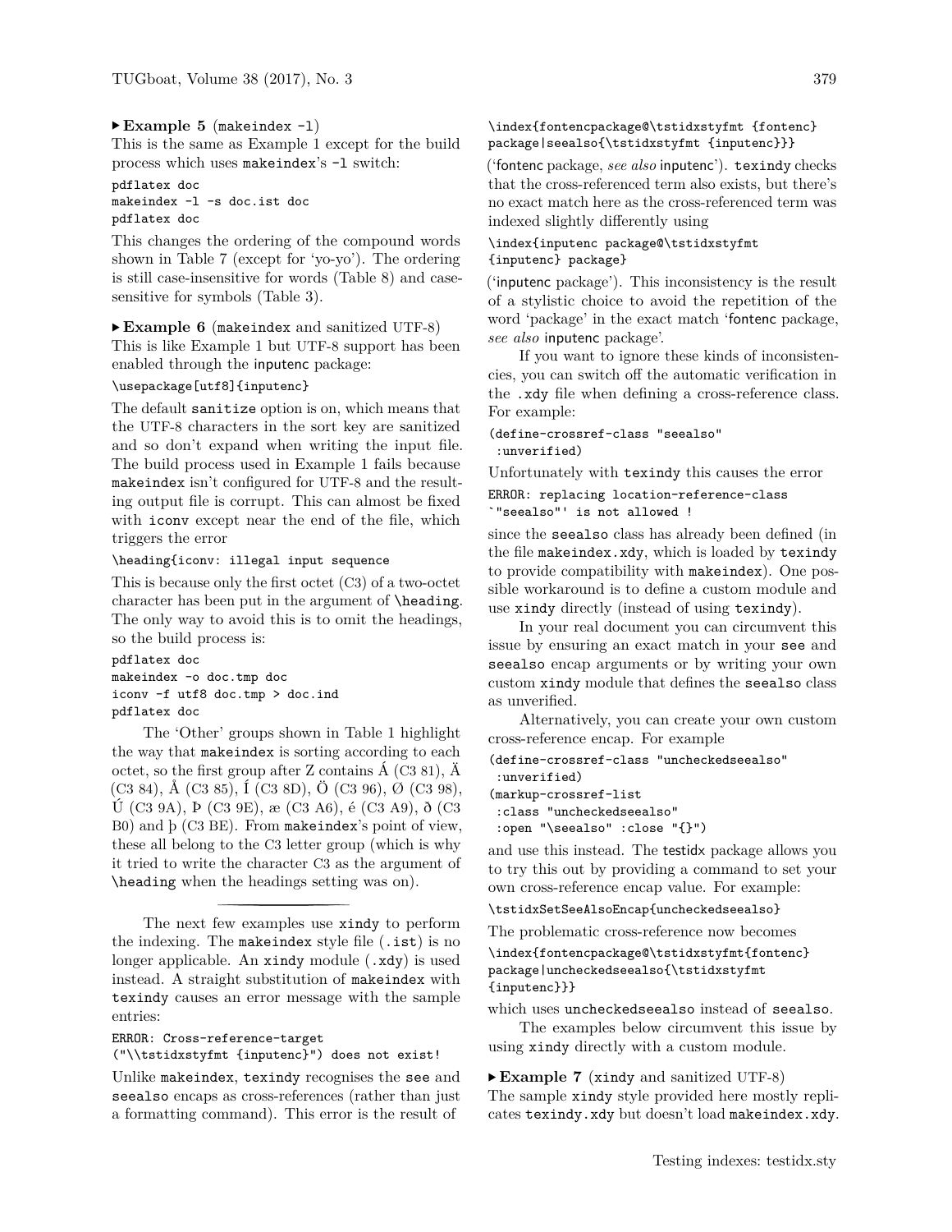▸ **Example 5** (`makeindex -l`)
This is the same as Example 1 except for the build process which uses `makeindex`'s `-l` switch:

```
pdflatex doc
makeindex -l -s doc.ist doc
pdflatex doc
```

This changes the ordering of the compound words shown in Table 7 (except for 'yo-yo'). The ordering is still case-insensitive for words (Table 8) and case-sensitive for symbols (Table 3).

▸ **Example 6** (`makeindex` and sanitized UTF-8)
This is like Example 1 but UTF-8 support has been enabled through the inputenc package:

```
\usepackage[utf8]{inputenc}
```

The default `sanitize` option is on, which means that the UTF-8 characters in the sort key are sanitized and so don't expand when writing the input file. The build process used in Example 1 fails because `makeindex` isn't configured for UTF-8 and the resulting output file is corrupt. This can almost be fixed with `iconv` except near the end of the file, which triggers the error

```
\heading{iconv: illegal input sequence
```

This is because only the first octet (C3) of a two-octet character has been put in the argument of `\heading`. The only way to avoid this is to omit the headings, so the build process is:

```
pdflatex doc
makeindex -o doc.tmp doc
iconv -f utf8 doc.tmp > doc.ind
pdflatex doc
```

The 'Other' groups shown in Table 1 highlight the way that `makeindex` is sorting according to each octet, so the first group after Z contains Á (C3 81), Ä (C3 84), Å (C3 85), Í (C3 8D), Ö (C3 96), Ø (C3 98), Ú (C3 9A), Þ (C3 9E), æ (C3 A6), é (C3 A9), ð (C3 B0) and þ (C3 BE). From `makeindex`'s point of view, these all belong to the C3 letter group (which is why it tried to write the character C3 as the argument of `\heading` when the headings setting was on).

---

The next few examples use `xindy` to perform the indexing. The `makeindex` style file (`.ist`) is no longer applicable. An `xindy` module (`.xdy`) is used instead. A straight substitution of `makeindex` with `texindy` causes an error message with the sample entries:

```
ERROR: Cross-reference-target
("\\tstidxstyfmt {inputenc}") does not exist!
```

Unlike `makeindex`, `texindy` recognises the `see` and `seealso` encaps as cross-references (rather than just a formatting command). This error is the result of

```
\index{fontencpackage@\tstidxstyfmt {fontenc}
package|seealso{\tstidxstyfmt {inputenc}}}
```

('fontenc package, *see also* inputenc'). `texindy` checks that the cross-referenced term also exists, but there's no exact match here as the cross-referenced term was indexed slightly differently using

```
\index{inputenc package@\tstidxstyfmt
{inputenc} package}
```

('inputenc package'). This inconsistency is the result of a stylistic choice to avoid the repetition of the word 'package' in the exact match 'fontenc package, *see also* inputenc package'.

If you want to ignore these kinds of inconsistencies, you can switch off the automatic verification in the `.xdy` file when defining a cross-reference class. For example:

```
(define-crossref-class "seealso"
 :unverified)
```

Unfortunately with `texindy` this causes the error

```
ERROR: replacing location-reference-class
`"seealso"' is not allowed !
```

since the `seealso` class has already been defined (in the file `makeindex.xdy`, which is loaded by `texindy` to provide compatibility with `makeindex`). One possible workaround is to define a custom module and use `xindy` directly (instead of using `texindy`).

In your real document you can circumvent this issue by ensuring an exact match in your `see` and `seealso` encap arguments or by writing your own custom `xindy` module that defines the `seealso` class as unverified.

Alternatively, you can create your own custom cross-reference encap. For example

```
(define-crossref-class "uncheckedseealso"
 :unverified)
(markup-crossref-list
 :class "uncheckedseealso"
 :open "\seealso" :close "{}")
```

and use this instead. The testidx package allows you to try this out by providing a command to set your own cross-reference encap value. For example:

```
\tstidxSetSeeAlsoEncap{uncheckedseealso}
```

The problematic cross-reference now becomes

```
\index{fontencpackage@\tstidxstyfmt{fontenc}
package|uncheckedseealso{\tstidxstyfmt
{inputenc}}}
```

which uses `uncheckedseealso` instead of `seealso`.

The examples below circumvent this issue by using `xindy` directly with a custom module.

▸ **Example 7** (`xindy` and sanitized UTF-8)
The sample `xindy` style provided here mostly replicates `texindy.xdy` but doesn't load `makeindex.xdy`.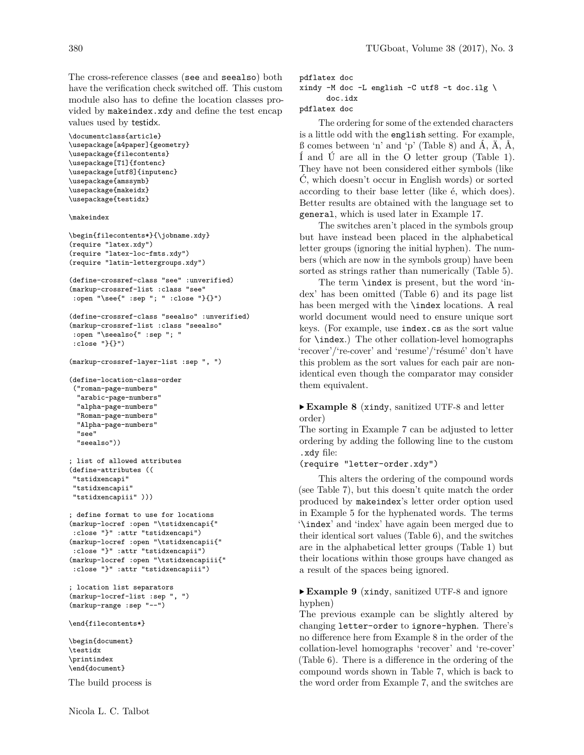The cross-reference classes (see and seealso) both have the verification check switched off. This custom module also has to define the location classes provided by makeindex.xdy and define the test encap values used by testidx.

```
\documentclass{article}
\usepackage[a4paper]{geometry}
\usepackage{filecontents}
\usepackage[T1]{fontenc}
\usepackage[utf8]{inputenc}
\usepackage{amssymb}
\usepackage{makeidx}
\usepackage{testidx}

\makeindex

\begin{filecontents*}{\jobname.xdy}
(require "latex.xdy")
(require "latex-loc-fmts.xdy")
(require "latin-lettergroups.xdy")

(define-crossref-class "see" :unverified)
(markup-crossref-list :class "see"
 :open "\see{" :sep "; " :close "}{}")

(define-crossref-class "seealso" :unverified)
(markup-crossref-list :class "seealso"
 :open "\seealso{" :sep "; "
 :close "}{}")

(markup-crossref-layer-list :sep ", ")

(define-location-class-order
 ("roman-page-numbers"
  "arabic-page-numbers"
  "alpha-page-numbers"
  "Roman-page-numbers"
  "Alpha-page-numbers"
  "see"
  "seealso"))

; list of allowed attributes
(define-attributes ((
 "tstidxencapi"
 "tstidxencapii"
 "tstidxencapiii" )))

; define format to use for locations
(markup-locref :open "\tstidxencapi{"
 :close "}" :attr "tstidxencapi")
(markup-locref :open "\tstidxencapii{"
 :close "}" :attr "tstidxencapii")
(markup-locref :open "\tstidxencapiii{"
 :close "}" :attr "tstidxencapiii")

; location list separators
(markup-locref-list :sep ", ")
(markup-range :sep "--")

\end{filecontents*}

\begin{document}
\testidx
\printindex
\end{document}
```

The build process is

```
pdflatex doc
xindy -M doc -L english -C utf8 -t doc.ilg \
    doc.idx
pdflatex doc
```

The ordering for some of the extended characters is a little odd with the english setting. For example, ß comes between 'n' and 'p' (Table 8) and Á, Ä, Å, Í and Ú are all in the O letter group (Table 1). They have not been considered either symbols (like Ć, which doesn't occur in English words) or sorted according to their base letter (like é, which does). Better results are obtained with the language set to general, which is used later in Example 17.

The switches aren't placed in the symbols group but have instead been placed in the alphabetical letter groups (ignoring the initial hyphen). The numbers (which are now in the symbols group) have been sorted as strings rather than numerically (Table 5).

The term \index is present, but the word 'index' has been omitted (Table 6) and its page list has been merged with the \index locations. A real world document would need to ensure unique sort keys. (For example, use index.cs as the sort value for \index.) The other collation-level homographs 'recover'/'re-cover' and 'resume'/'résumé' don't have this problem as the sort values for each pair are nonidentical even though the comparator may consider them equivalent.

▸ **Example 8** (xindy, sanitized UTF-8 and letter order)
The sorting in Example 7 can be adjusted to letter ordering by adding the following line to the custom .xdy file:

```
(require "letter-order.xdy")
```

This alters the ordering of the compound words (see Table 7), but this doesn't quite match the order produced by makeindex's letter order option used in Example 5 for the hyphenated words. The terms '\index' and 'index' have again been merged due to their identical sort values (Table 6), and the switches are in the alphabetical letter groups (Table 1) but their locations within those groups have changed as a result of the spaces being ignored.

▸ **Example 9** (xindy, sanitized UTF-8 and ignore hyphen)
The previous example can be slightly altered by changing letter-order to ignore-hyphen. There's no difference here from Example 8 in the order of the collation-level homographs 'recover' and 're-cover' (Table 6). There is a difference in the ordering of the compound words shown in Table 7, which is back to the word order from Example 7, and the switches are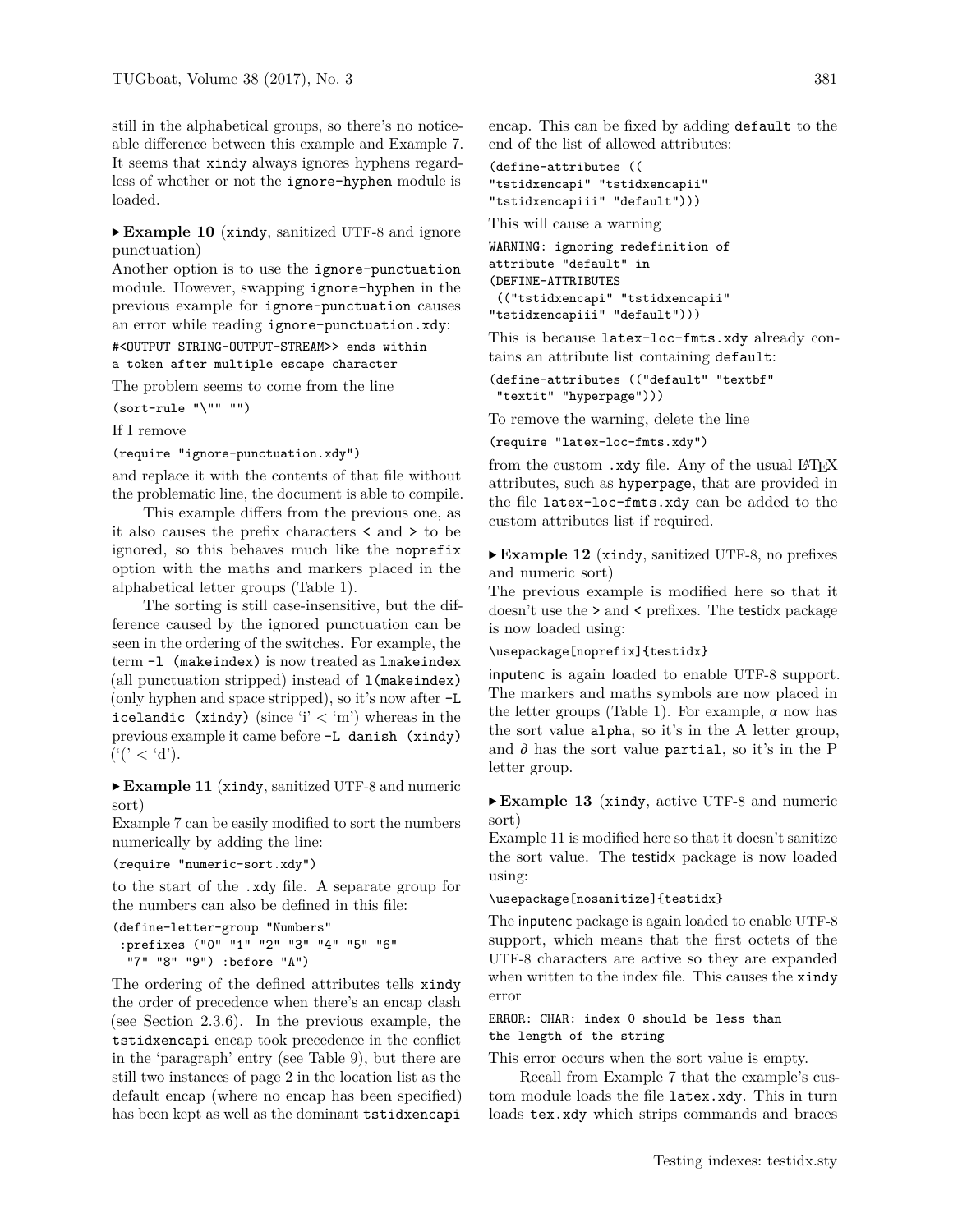still in the alphabetical groups, so there's no noticeable difference between this example and Example 7. It seems that `xindy` always ignores hyphens regardless of whether or not the `ignore-hyphen` module is loaded.

▸ **Example 10** (`xindy`, sanitized UTF-8 and ignore punctuation)
Another option is to use the `ignore-punctuation` module. However, swapping `ignore-hyphen` in the previous example for `ignore-punctuation` causes an error while reading `ignore-punctuation.xdy`:

```
#<OUTPUT STRING-OUTPUT-STREAM>> ends within
a token after multiple escape character
```

The problem seems to come from the line

```
(sort-rule "\"" "")
```

If I remove

```
(require "ignore-punctuation.xdy")
```

and replace it with the contents of that file without the problematic line, the document is able to compile.

This example differs from the previous one, as it also causes the prefix characters `<` and `>` to be ignored, so this behaves much like the `noprefix` option with the maths and markers placed in the alphabetical letter groups (Table 1).

The sorting is still case-insensitive, but the difference caused by the ignored punctuation can be seen in the ordering of the switches. For example, the term `-l (makeindex)` is now treated as `lmakeindex` (all punctuation stripped) instead of `l(makeindex)` (only hyphen and space stripped), so it's now after `-L icelandic (xindy)` (since 'i' < 'm') whereas in the previous example it came before `-L danish (xindy)` ('(' < 'd').

▸ **Example 11** (`xindy`, sanitized UTF-8 and numeric sort)
Example 7 can be easily modified to sort the numbers numerically by adding the line:

```
(require "numeric-sort.xdy")
```

to the start of the `.xdy` file. A separate group for the numbers can also be defined in this file:

```
(define-letter-group "Numbers"
 :prefixes ("0" "1" "2" "3" "4" "5" "6"
  "7" "8" "9") :before "A")
```

The ordering of the defined attributes tells `xindy` the order of precedence when there's an encap clash (see Section 2.3.6). In the previous example, the `tstidxencapi` encap took precedence in the conflict in the 'paragraph' entry (see Table 9), but there are still two instances of page 2 in the location list as the default encap (where no encap has been specified) has been kept as well as the dominant `tstidxencapi` encap. This can be fixed by adding `default` to the end of the list of allowed attributes:

```
(define-attributes ((
"tstidxencapi" "tstidxencapii"
"tstidxencapiii" "default")))
```

This will cause a warning

```
WARNING: ignoring redefinition of
attribute "default" in
(DEFINE-ATTRIBUTES
 (("tstidxencapi" "tstidxencapii"
"tstidxencapiii" "default")))
```

This is because `latex-loc-fmts.xdy` already contains an attribute list containing `default`:

```
(define-attributes (("default" "textbf"
 "textit" "hyperpage")))
```

To remove the warning, delete the line

```
(require "latex-loc-fmts.xdy")
```

from the custom `.xdy` file. Any of the usual LaTeX attributes, such as `hyperpage`, that are provided in the file `latex-loc-fmts.xdy` can be added to the custom attributes list if required.

▸ **Example 12** (`xindy`, sanitized UTF-8, no prefixes and numeric sort)
The previous example is modified here so that it doesn't use the `>` and `<` prefixes. The testidx package is now loaded using:

```
\usepackage[noprefix]{testidx}
```

inputenc is again loaded to enable UTF-8 support. The markers and maths symbols are now placed in the letter groups (Table 1). For example, $\alpha$ now has the sort value `alpha`, so it's in the A letter group, and $\partial$ has the sort value `partial`, so it's in the P letter group.

▸ **Example 13** (`xindy`, active UTF-8 and numeric sort)
Example 11 is modified here so that it doesn't sanitize the sort value. The testidx package is now loaded using:

```
\usepackage[nosanitize]{testidx}
```

The inputenc package is again loaded to enable UTF-8 support, which means that the first octets of the UTF-8 characters are active so they are expanded when written to the index file. This causes the `xindy` error

```
ERROR: CHAR: index 0 should be less than
the length of the string
```

This error occurs when the sort value is empty.

Recall from Example 7 that the example's custom module loads the file `latex.xdy`. This in turn loads `tex.xdy` which strips commands and braces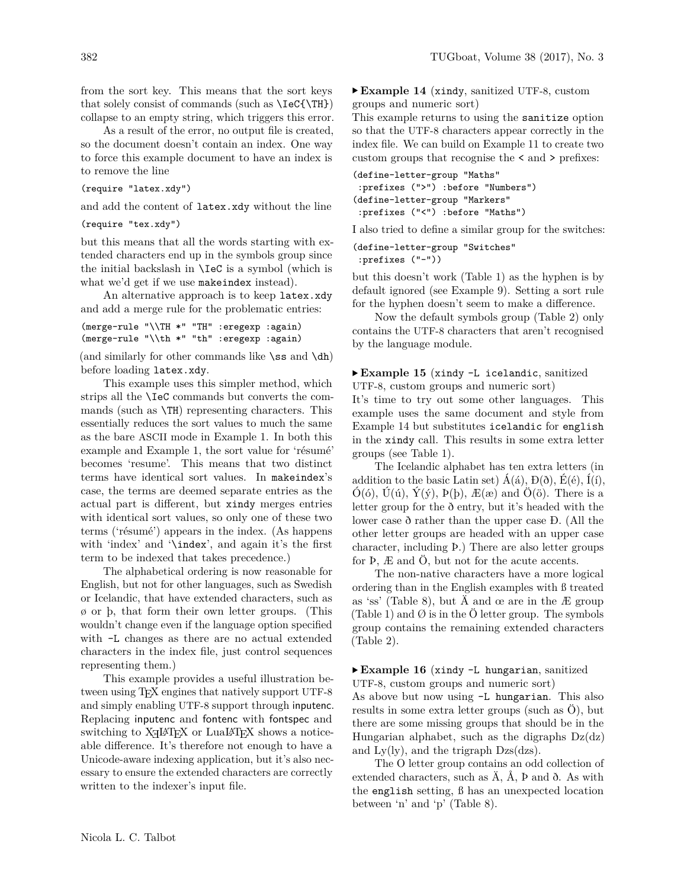from the sort key. This means that the sort keys that solely consist of commands (such as `\IeC{\TH}`) collapse to an empty string, which triggers this error.

As a result of the error, no output file is created, so the document doesn't contain an index. One way to force this example document to have an index is to remove the line

```
(require "latex.xdy")
```

and add the content of `latex.xdy` without the line

```
(require "tex.xdy")
```

but this means that all the words starting with extended characters end up in the symbols group since the initial backslash in `\IeC` is a symbol (which is what we'd get if we use `makeindex` instead).

An alternative approach is to keep `latex.xdy` and add a merge rule for the problematic entries:

```
(merge-rule "\\TH *" "TH" :eregexp :again)
(merge-rule "\\th *" "th" :eregexp :again)
```

(and similarly for other commands like `\ss` and `\dh`) before loading `latex.xdy`.

This example uses this simpler method, which strips all the `\IeC` commands but converts the commands (such as `\TH`) representing characters. This essentially reduces the sort values to much the same as the bare ASCII mode in Example 1. In both this example and Example 1, the sort value for 'résumé' becomes 'resume'. This means that two distinct terms have identical sort values. In `makeindex`'s case, the terms are deemed separate entries as the actual part is different, but `xindy` merges entries with identical sort values, so only one of these two terms ('résumé') appears in the index. (As happens with 'index' and '`\index`', and again it's the first term to be indexed that takes precedence.)

The alphabetical ordering is now reasonable for English, but not for other languages, such as Swedish or Icelandic, that have extended characters, such as ø or þ, that form their own letter groups. (This wouldn't change even if the language option specified with `-L` changes as there are no actual extended characters in the index file, just control sequences representing them.)

This example provides a useful illustration between using TeX engines that natively support UTF-8 and simply enabling UTF-8 support through inputenc. Replacing inputenc and fontenc with fontspec and switching to XeLaTeX or LuaLaTeX shows a noticeable difference. It's therefore not enough to have a Unicode-aware indexing application, but it's also necessary to ensure the extended characters are correctly written to the indexer's input file.

▸ **Example 14** (`xindy`, sanitized UTF-8, custom groups and numeric sort)
This example returns to using the `sanitize` option so that the UTF-8 characters appear correctly in the index file. We can build on Example 11 to create two custom groups that recognise the `<` and `>` prefixes:

```
(define-letter-group "Maths"
 :prefixes (">") :before "Numbers")
(define-letter-group "Markers"
 :prefixes ("<") :before "Maths")
```

I also tried to define a similar group for the switches:

```
(define-letter-group "Switches"
 :prefixes ("-"))
```

but this doesn't work (Table 1) as the hyphen is by default ignored (see Example 9). Setting a sort rule for the hyphen doesn't seem to make a difference.

Now the default symbols group (Table 2) only contains the UTF-8 characters that aren't recognised by the language module.

▸ **Example 15** (`xindy -L icelandic`, sanitized UTF-8, custom groups and numeric sort)
It's time to try out some other languages. This example uses the same document and style from Example 14 but substitutes `icelandic` for `english` in the `xindy` call. This results in some extra letter groups (see Table 1).

The Icelandic alphabet has ten extra letters (in addition to the basic Latin set) Á(á), Ð(ð), É(é), Í(í), Ó(ó), Ú(ú), Ý(ý), Þ(þ), Æ(æ) and Ö(ö). There is a letter group for the ð entry, but it's headed with the lower case ð rather than the upper case Ð. (All the other letter groups are headed with an upper case character, including Þ.) There are also letter groups for Þ, Æ and Ö, but not for the acute accents.

The non-native characters have a more logical ordering than in the English examples with ß treated as 'ss' (Table 8), but Ä and œ are in the Æ group (Table 1) and Ø is in the Ö letter group. The symbols group contains the remaining extended characters (Table 2).

▸ **Example 16** (`xindy -L hungarian`, sanitized UTF-8, custom groups and numeric sort)
As above but now using `-L hungarian`. This also results in some extra letter groups (such as Ö), but there are some missing groups that should be in the Hungarian alphabet, such as the digraphs Dz(dz) and Ly(ly), and the trigraph Dzs(dzs).

The O letter group contains an odd collection of extended characters, such as Ä, Å, Þ and ð. As with the `english` setting, ß has an unexpected location between 'n' and 'p' (Table 8).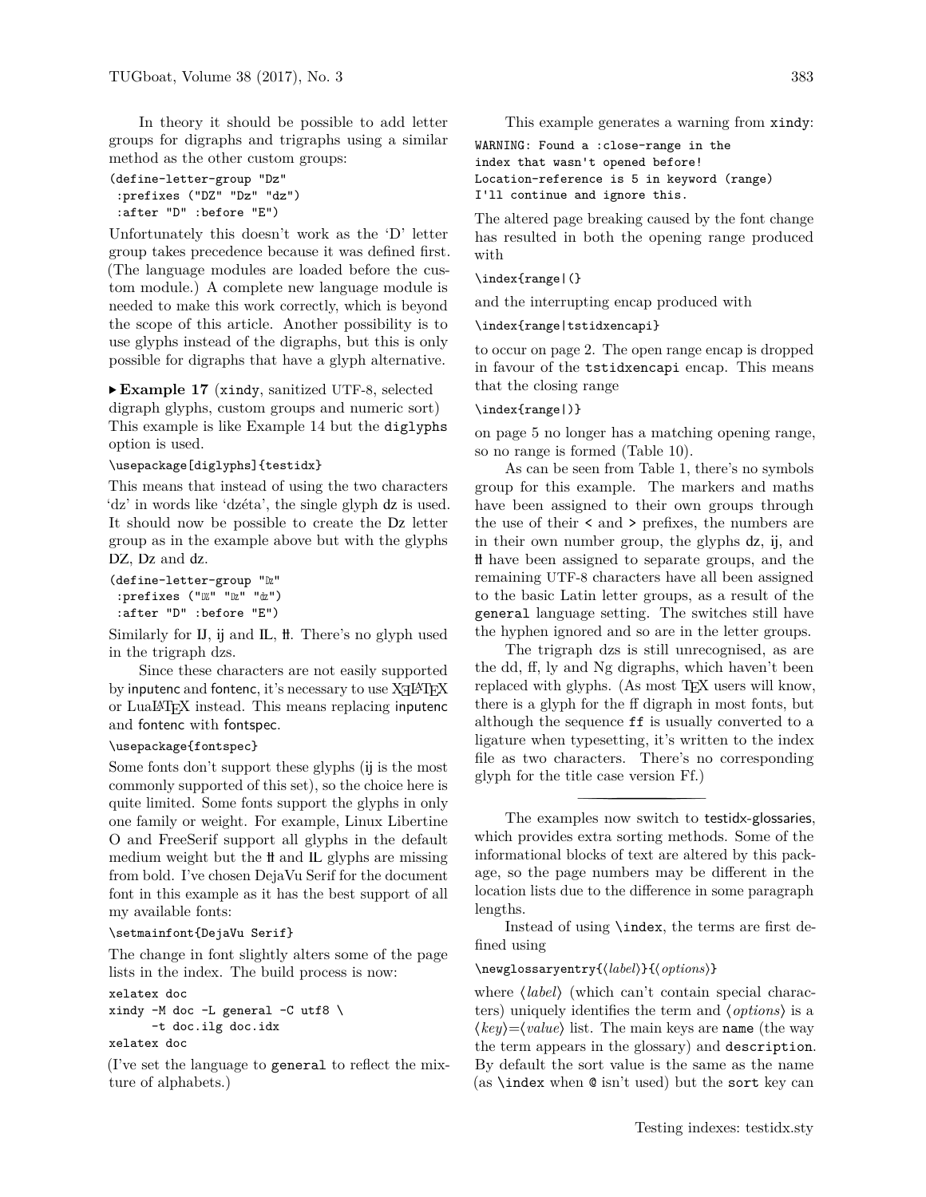In theory it should be possible to add letter groups for digraphs and trigraphs using a similar method as the other custom groups:

```
(define-letter-group "Dz"
 :prefixes ("DZ" "Dz" "dz")
 :after "D" :before "E")
```

Unfortunately this doesn't work as the 'D' letter group takes precedence because it was defined first. (The language modules are loaded before the custom module.) A complete new language module is needed to make this work correctly, which is beyond the scope of this article. Another possibility is to use glyphs instead of the digraphs, but this is only possible for digraphs that have a glyph alternative.

▸ **Example 17** (xindy, sanitized UTF-8, selected digraph glyphs, custom groups and numeric sort) This example is like Example 14 but the diglyphs option is used.

```
\usepackage[diglyphs]{testidx}
```

This means that instead of using the two characters 'dz' in words like 'dzéta', the single glyph ǳ is used. It should now be possible to create the ǲ letter group as in the example above but with the glyphs Ǳ, ǲ and ǳ.

```
(define-letter-group "ǲ"
 :prefixes ("Ǳ" "ǲ" "ǳ")
 :after "D" :before "E")
```

Similarly for Ĳ, ĳ and Ỻ, ỻ. There's no glyph used in the trigraph dzs.

Since these characters are not easily supported by inputenc and fontenc, it's necessary to use XƎLaTeX or LuaLaTeX instead. This means replacing inputenc and fontenc with fontspec.

```
\usepackage{fontspec}
```

Some fonts don't support these glyphs (ĳ is the most commonly supported of this set), so the choice here is quite limited. Some fonts support the glyphs in only one family or weight. For example, Linux Libertine O and FreeSerif support all glyphs in the default medium weight but the ỻ and Ỻ glyphs are missing from bold. I've chosen DejaVu Serif for the document font in this example as it has the best support of all my available fonts:

```
\setmainfont{DejaVu Serif}
```

The change in font slightly alters some of the page lists in the index. The build process is now:

```
xelatex doc
xindy -M doc -L general -C utf8 \
      -t doc.ilg doc.idx
xelatex doc
```

(I've set the language to general to reflect the mixture of alphabets.)

This example generates a warning from xindy:

```
WARNING: Found a :close-range in the
index that wasn't opened before!
Location-reference is 5 in keyword (range)
I'll continue and ignore this.
```

The altered page breaking caused by the font change has resulted in both the opening range produced with

```
\index{range|(}
```

and the interrupting encap produced with

```
\index{range|tstidxencapi}
```

to occur on page 2. The open range encap is dropped in favour of the tstidxencapi encap. This means that the closing range

```
\index{range|)}
```

on page 5 no longer has a matching opening range, so no range is formed (Table 10).

As can be seen from Table 1, there's no symbols group for this example. The markers and maths have been assigned to their own groups through the use of their < and > prefixes, the numbers are in their own number group, the glyphs ǳ, ĳ, and ỻ have been assigned to separate groups, and the remaining UTF-8 characters have all been assigned to the basic Latin letter groups, as a result of the general language setting. The switches still have the hyphen ignored and so are in the letter groups.

The trigraph dzs is still unrecognised, as are the dd, ff, ly and Ng digraphs, which haven't been replaced with glyphs. (As most TeX users will know, there is a glyph for the ff digraph in most fonts, but although the sequence ff is usually converted to a ligature when typesetting, it's written to the index file as two characters. There's no corresponding glyph for the title case version Ff.)

---

The examples now switch to testidx-glossaries, which provides extra sorting methods. Some of the informational blocks of text are altered by this package, so the page numbers may be different in the location lists due to the difference in some paragraph lengths.

Instead of using \index, the terms are first defined using

\newglossaryentry{⟨*label*⟩}{⟨*options*⟩}

where ⟨*label*⟩ (which can't contain special characters) uniquely identifies the term and ⟨*options*⟩ is a ⟨*key*⟩=⟨*value*⟩ list. The main keys are name (the way the term appears in the glossary) and description. By default the sort value is the same as the name (as \index when @ isn't used) but the sort key can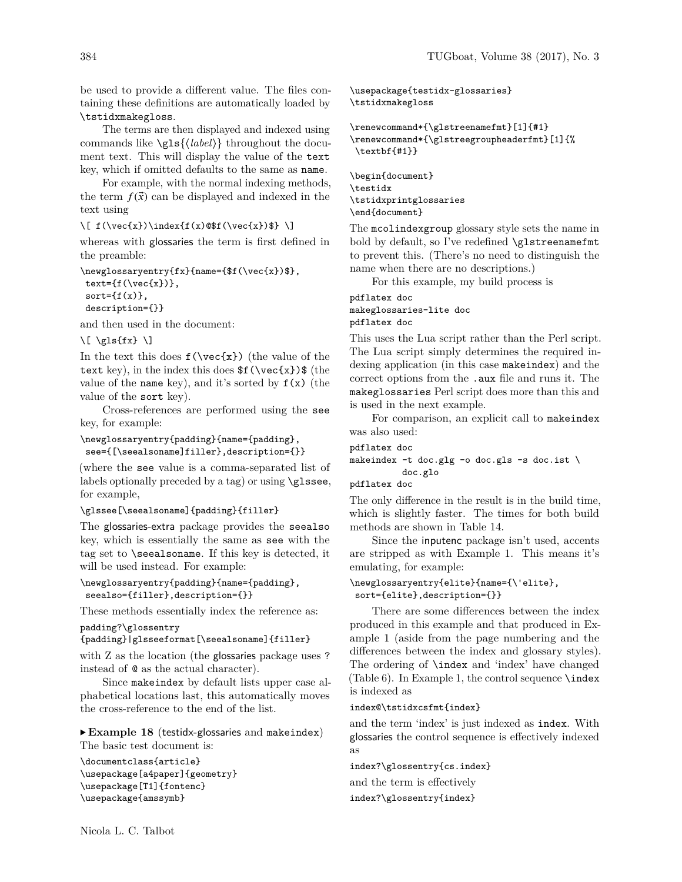be used to provide a different value. The files containing these definitions are automatically loaded by `\tstidxmakegloss`.

The terms are then displayed and indexed using commands like `\gls{⟨label⟩}` throughout the document text. This will display the value of the `text` key, which if omitted defaults to the same as `name`.

For example, with the normal indexing methods, the term $f(\vec{x})$ can be displayed and indexed in the text using

```
\[ f(\vec{x})\index{f(x)@$f(\vec{x})$} \]
```

whereas with glossaries the term is first defined in the preamble:

```
\newglossaryentry{fx}{name={$f(\vec{x})$},
 text={f(\vec{x})},
 sort={f(x)},
 description={}}
```

and then used in the document:

```
\[ \gls{fx} \]
```

In the text this does `f(\vec{x})` (the value of the `text` key), in the index this does `$f(\vec{x})$` (the value of the `name` key), and it's sorted by `f(x)` (the value of the `sort` key).

Cross-references are performed using the `see` key, for example:

```
\newglossaryentry{padding}{name={padding},
 see={[\seealsoname]filler},description={}}
```

(where the `see` value is a comma-separated list of labels optionally preceded by a tag) or using `\glssee`, for example,

```
\glssee[\seealsoname]{padding}{filler}
```

The glossaries-extra package provides the `seealso` key, which is essentially the same as `see` with the tag set to `\seealsoname`. If this key is detected, it will be used instead. For example:

```
\newglossaryentry{padding}{name={padding},
 seealso={filler},description={}}
```

These methods essentially index the reference as:

```
padding?\glossentry
{padding}|glsseeformat[\seealsoname]{filler}
```

with Z as the location (the glossaries package uses `?` instead of `@` as the actual character).

Since `makeindex` by default lists upper case alphabetical locations last, this automatically moves the cross-reference to the end of the list.

▸ **Example 18** (testidx-glossaries and `makeindex`) The basic test document is:

```
\documentclass{article}
\usepackage[a4paper]{geometry}
\usepackage[T1]{fontenc}
\usepackage{amssymb}
\usepackage{testidx-glossaries}
\tstidxmakegloss

\renewcommand*{\glstreenamefmt}[1]{#1}
\renewcommand*{\glstreegroupheaderfmt}[1]{%
 \textbf{#1}}

\begin{document}
\testidx
\tstidxprintglossaries
\end{document}
```

The `mcolindexgroup` glossary style sets the name in bold by default, so I've redefined `\glstreenamefmt` to prevent this. (There's no need to distinguish the name when there are no descriptions.)

For this example, my build process is

```
pdflatex doc
makeglossaries-lite doc
pdflatex doc
```

This uses the Lua script rather than the Perl script. The Lua script simply determines the required indexing application (in this case `makeindex`) and the correct options from the `.aux` file and runs it. The `makeglossaries` Perl script does more than this and is used in the next example.

For comparison, an explicit call to `makeindex` was also used:

```
pdflatex doc
makeindex -t doc.glg -o doc.gls -s doc.ist \
          doc.glo
pdflatex doc
```

The only difference in the result is in the build time, which is slightly faster. The times for both build methods are shown in Table 14.

Since the inputenc package isn't used, accents are stripped as with Example 1. This means it's emulating, for example:

```
\newglossaryentry{elite}{name={\'elite},
 sort={elite},description={}}
```

There are some differences between the index produced in this example and that produced in Example 1 (aside from the page numbering and the differences between the index and glossary styles). The ordering of `\index` and 'index' have changed (Table 6). In Example 1, the control sequence `\index` is indexed as

```
index@\tstidxcsfmt{index}
```

and the term 'index' is just indexed as `index`. With glossaries the control sequence is effectively indexed as

```
index?\glossentry{cs.index}
```

and the term is effectively

```
index?\glossentry{index}
```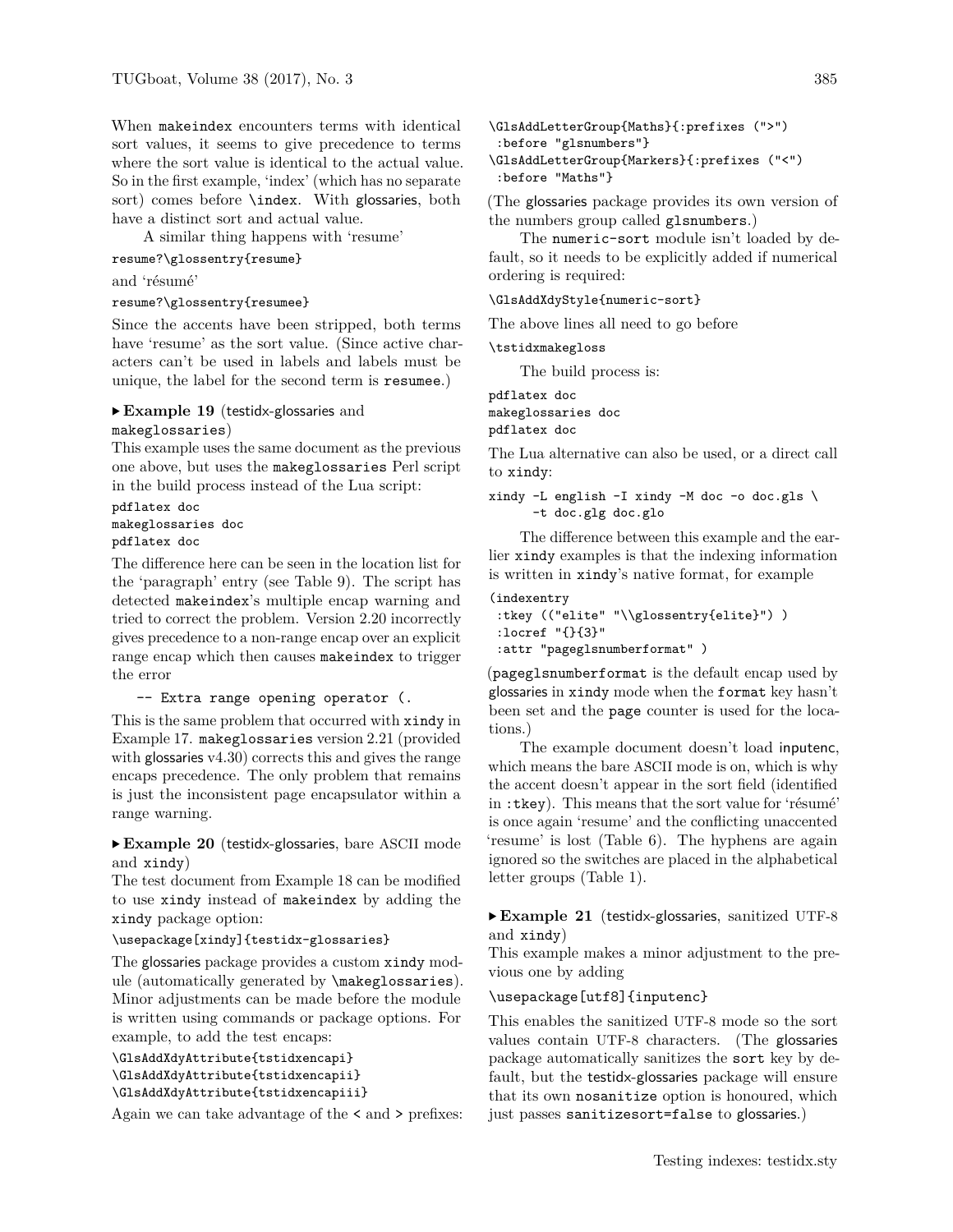When makeindex encounters terms with identical sort values, it seems to give precedence to terms where the sort value is identical to the actual value. So in the first example, 'index' (which has no separate sort) comes before \index. With glossaries, both have a distinct sort and actual value.

A similar thing happens with 'resume'

```
resume?\glossentry{resume}
```

and 'résumé'

```
resume?\glossentry{resumee}
```

Since the accents have been stripped, both terms have 'resume' as the sort value. (Since active characters can't be used in labels and labels must be unique, the label for the second term is resumee.)

▸ **Example 19** (testidx-glossaries and makeglossaries)

This example uses the same document as the previous one above, but uses the makeglossaries Perl script in the build process instead of the Lua script:

```
pdflatex doc
makeglossaries doc
pdflatex doc
```

The difference here can be seen in the location list for the 'paragraph' entry (see Table 9). The script has detected makeindex's multiple encap warning and tried to correct the problem. Version 2.20 incorrectly gives precedence to a non-range encap over an explicit range encap which then causes makeindex to trigger the error

```
-- Extra range opening operator (.
```

This is the same problem that occurred with xindy in Example 17. makeglossaries version 2.21 (provided with glossaries v4.30) corrects this and gives the range encaps precedence. The only problem that remains is just the inconsistent page encapsulator within a range warning.

▸ **Example 20** (testidx-glossaries, bare ASCII mode and xindy)

The test document from Example 18 can be modified to use xindy instead of makeindex by adding the xindy package option:

```
\usepackage[xindy]{testidx-glossaries}
```

The glossaries package provides a custom xindy module (automatically generated by \makeglossaries). Minor adjustments can be made before the module is written using commands or package options. For example, to add the test encaps:

```
\GlsAddXdyAttribute{tstidxencapi}
\GlsAddXdyAttribute{tstidxencapii}
\GlsAddXdyAttribute{tstidxencapiii}
```

Again we can take advantage of the < and > prefixes:

```
\GlsAddLetterGroup{Maths}{:prefixes (">")
 :before "glsnumbers"}
\GlsAddLetterGroup{Markers}{:prefixes ("<")
 :before "Maths"}
```

(The glossaries package provides its own version of the numbers group called glsnumbers.)

The numeric-sort module isn't loaded by default, so it needs to be explicitly added if numerical ordering is required:

```
\GlsAddXdyStyle{numeric-sort}
```

The above lines all need to go before

```
\tstidxmakegloss
```

The build process is:

```
pdflatex doc
makeglossaries doc
pdflatex doc
```

The Lua alternative can also be used, or a direct call to xindy:

```
xindy -L english -I xindy -M doc -o doc.gls \
      -t doc.glg doc.glo
```

The difference between this example and the earlier xindy examples is that the indexing information is written in xindy's native format, for example

```
(indexentry
 :tkey (("elite" "\\glossentry{elite}") )
 :locref "{}{3}"
 :attr "pageglsnumberformat" )
```

(pageglsnumberformat is the default encap used by glossaries in xindy mode when the format key hasn't been set and the page counter is used for the locations.)

The example document doesn't load inputenc, which means the bare ASCII mode is on, which is why the accent doesn't appear in the sort field (identified in :tkey). This means that the sort value for 'résumé' is once again 'resume' and the conflicting unaccented 'resume' is lost (Table 6). The hyphens are again ignored so the switches are placed in the alphabetical letter groups (Table 1).

▸ **Example 21** (testidx-glossaries, sanitized UTF-8 and xindy)

This example makes a minor adjustment to the previous one by adding

```
\usepackage[utf8]{inputenc}
```

This enables the sanitized UTF-8 mode so the sort values contain UTF-8 characters. (The glossaries package automatically sanitizes the sort key by default, but the testidx-glossaries package will ensure that its own nosanitize option is honoured, which just passes sanitizesort=false to glossaries.)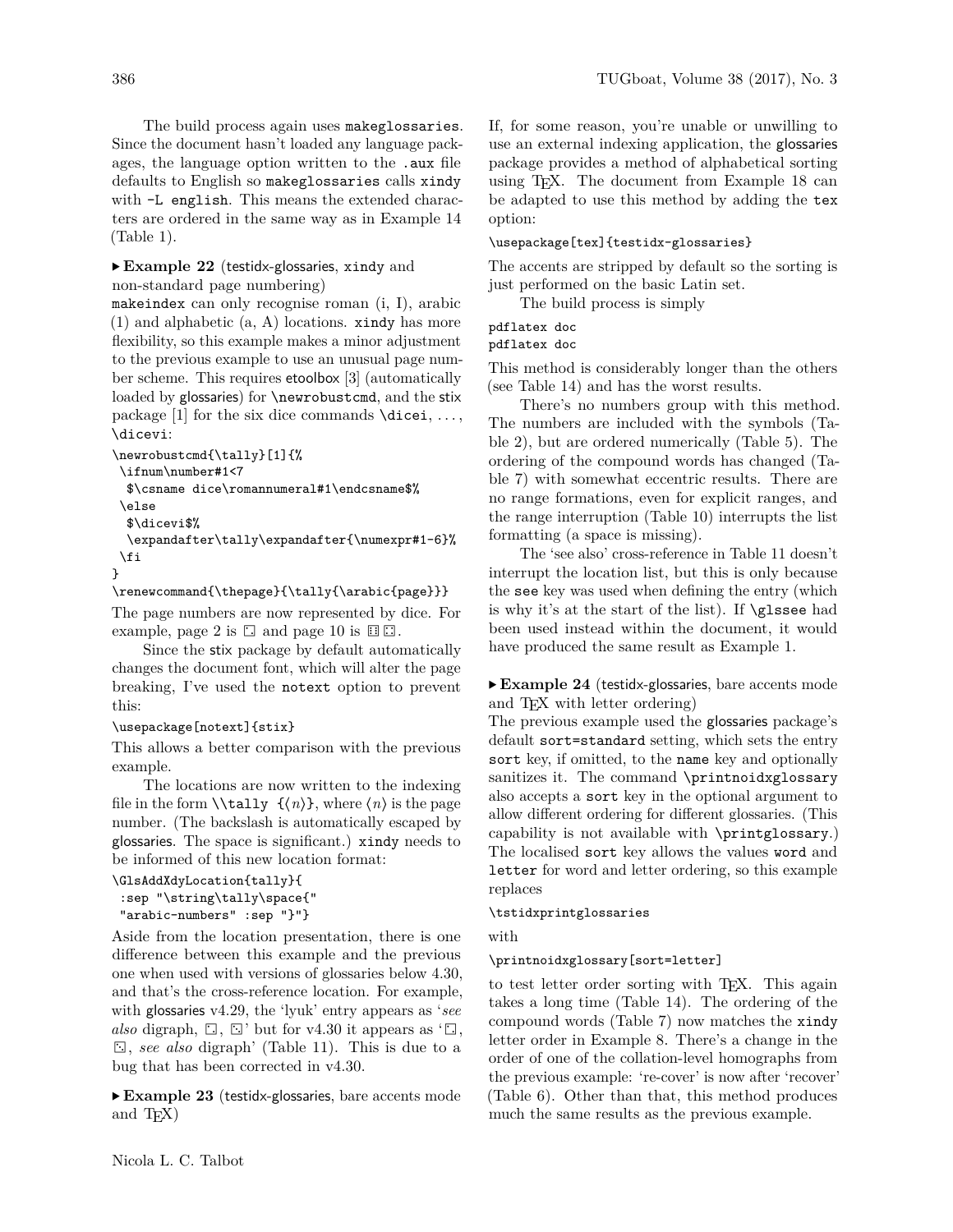The build process again uses makeglossaries. Since the document hasn't loaded any language packages, the language option written to the .aux file defaults to English so makeglossaries calls xindy with -L english. This means the extended characters are ordered in the same way as in Example 14 (Table 1).

▶ **Example 22** (testidx-glossaries, xindy and non-standard page numbering)
makeindex can only recognise roman (i, I), arabic (1) and alphabetic (a, A) locations. xindy has more flexibility, so this example makes a minor adjustment to the previous example to use an unusual page number scheme. This requires etoolbox [3] (automatically loaded by glossaries) for \newrobustcmd, and the stix package [1] for the six dice commands \dicei, ..., \dicevi:

```
\newrobustcmd{\tally}[1]{%
 \ifnum\number#1<7
  $\csname dice\romannumeral#1\endcsname$%
 \else
  $\dicevi$%
  \expandafter\tally\expandafter{\numexpr#1-6}%
 \fi
}
\renewcommand{\thepage}{\tally{\arabic{page}}}
```

The page numbers are now represented by dice. For example, page 2 is ⚁ and page 10 is ⚅⚃.

Since the stix package by default automatically changes the document font, which will alter the page breaking, I've used the notext option to prevent this:

```
\usepackage[notext]{stix}
```

This allows a better comparison with the previous example.

The locations are now written to the indexing file in the form \\tally {⟨n⟩}, where ⟨n⟩ is the page number. (The backslash is automatically escaped by glossaries. The space is significant.) xindy needs to be informed of this new location format:

```
\GlsAddXdyLocation{tally}{
 :sep "\string\tally\space{"
 "arabic-numbers" :sep "}"}
```

Aside from the location presentation, there is one difference between this example and the previous one when used with versions of glossaries below 4.30, and that's the cross-reference location. For example, with glossaries v4.29, the 'lyuk' entry appears as '*see also* digraph, ⚁, ⚁' but for v4.30 it appears as '⚁, ⚁, *see also* digraph' (Table 11). This is due to a bug that has been corrected in v4.30.

▶ **Example 23** (testidx-glossaries, bare accents mode and TEX)

If, for some reason, you're unable or unwilling to use an external indexing application, the glossaries package provides a method of alphabetical sorting using TEX. The document from Example 18 can be adapted to use this method by adding the tex option:

```
\usepackage[tex]{testidx-glossaries}
```

The accents are stripped by default so the sorting is just performed on the basic Latin set.

The build process is simply

```
pdflatex doc
pdflatex doc
```

This method is considerably longer than the others (see Table 14) and has the worst results.

There's no numbers group with this method. The numbers are included with the symbols (Table 2), but are ordered numerically (Table 5). The ordering of the compound words has changed (Table 7) with somewhat eccentric results. There are no range formations, even for explicit ranges, and the range interruption (Table 10) interrupts the list formatting (a space is missing).

The 'see also' cross-reference in Table 11 doesn't interrupt the location list, but this is only because the see key was used when defining the entry (which is why it's at the start of the list). If \glssee had been used instead within the document, it would have produced the same result as Example 1.

▶ **Example 24** (testidx-glossaries, bare accents mode and TEX with letter ordering)
The previous example used the glossaries package's default sort=standard setting, which sets the entry sort key, if omitted, to the name key and optionally sanitizes it. The command \printnoidxglossary also accepts a sort key in the optional argument to allow different ordering for different glossaries. (This capability is not available with \printglossary.) The localised sort key allows the values word and letter for word and letter ordering, so this example replaces

```
\tstidxprintglossaries
```

with

```
\printnoidxglossary[sort=letter]
```

to test letter order sorting with TEX. This again takes a long time (Table 14). The ordering of the compound words (Table 7) now matches the xindy letter order in Example 8. There's a change in the order of one of the collation-level homographs from the previous example: 're-cover' is now after 'recover' (Table 6). Other than that, this method produces much the same results as the previous example.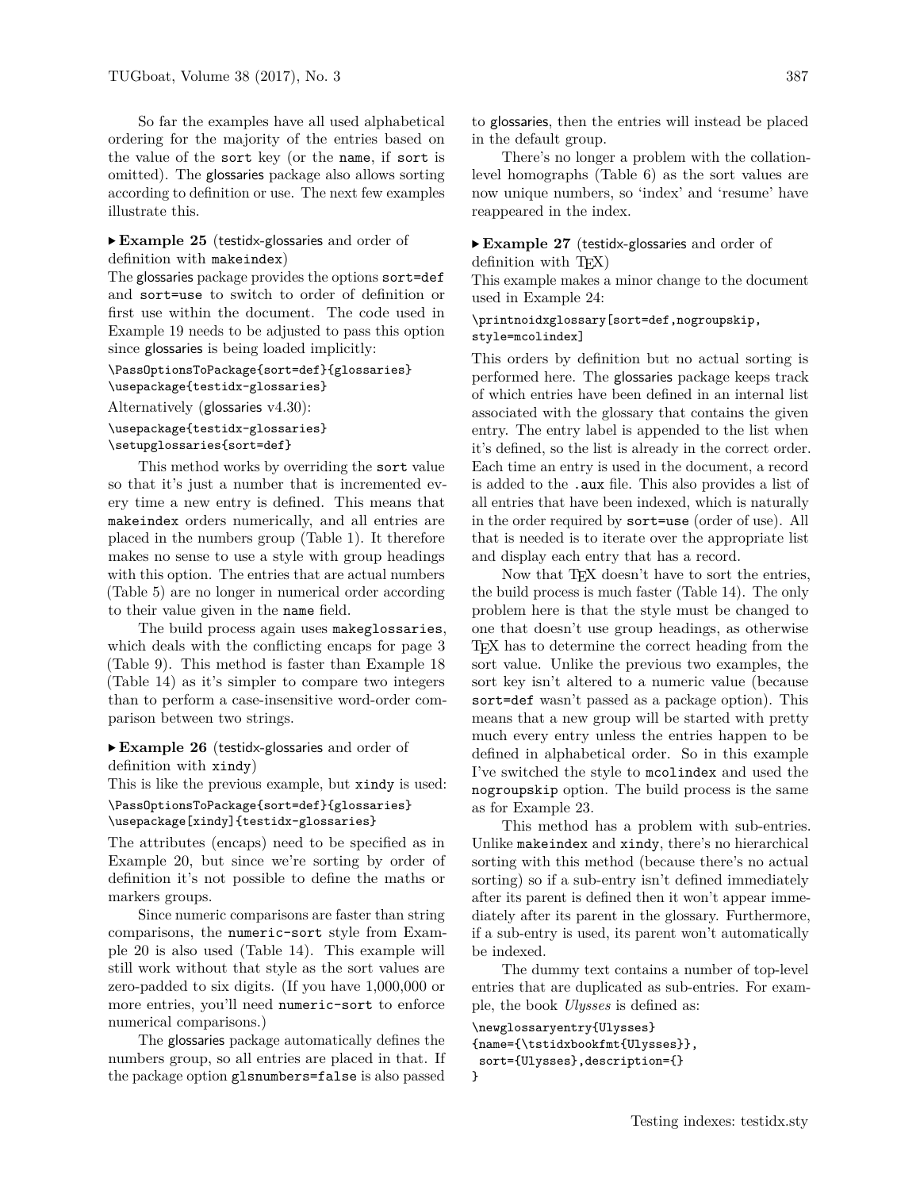So far the examples have all used alphabetical ordering for the majority of the entries based on the value of the sort key (or the name, if sort is omitted). The glossaries package also allows sorting according to definition or use. The next few examples illustrate this.

▸ **Example 25** (testidx-glossaries and order of definition with makeindex)

The glossaries package provides the options sort=def and sort=use to switch to order of definition or first use within the document. The code used in Example 19 needs to be adjusted to pass this option since glossaries is being loaded implicitly:

```
\PassOptionsToPackage{sort=def}{glossaries}
\usepackage{testidx-glossaries}
```

Alternatively (glossaries v4.30):

```
\usepackage{testidx-glossaries}
\setupglossaries{sort=def}
```

This method works by overriding the sort value so that it's just a number that is incremented every time a new entry is defined. This means that makeindex orders numerically, and all entries are placed in the numbers group (Table 1). It therefore makes no sense to use a style with group headings with this option. The entries that are actual numbers (Table 5) are no longer in numerical order according to their value given in the name field.

The build process again uses makeglossaries, which deals with the conflicting encaps for page 3 (Table 9). This method is faster than Example 18 (Table 14) as it's simpler to compare two integers than to perform a case-insensitive word-order comparison between two strings.

▸ **Example 26** (testidx-glossaries and order of definition with xindy)

This is like the previous example, but xindy is used:

```
\PassOptionsToPackage{sort=def}{glossaries}
\usepackage[xindy]{testidx-glossaries}
```

The attributes (encaps) need to be specified as in Example 20, but since we're sorting by order of definition it's not possible to define the maths or markers groups.

Since numeric comparisons are faster than string comparisons, the numeric-sort style from Example 20 is also used (Table 14). This example will still work without that style as the sort values are zero-padded to six digits. (If you have 1,000,000 or more entries, you'll need numeric-sort to enforce numerical comparisons.)

The glossaries package automatically defines the numbers group, so all entries are placed in that. If the package option glsnumbers=false is also passed to glossaries, then the entries will instead be placed in the default group.

There's no longer a problem with the collation-level homographs (Table 6) as the sort values are now unique numbers, so 'index' and 'resume' have reappeared in the index.

▸ **Example 27** (testidx-glossaries and order of definition with TEX)

This example makes a minor change to the document used in Example 24:

```
\printnoidxglossary[sort=def,nogroupskip,
style=mcolindex]
```

This orders by definition but no actual sorting is performed here. The glossaries package keeps track of which entries have been defined in an internal list associated with the glossary that contains the given entry. The entry label is appended to the list when it's defined, so the list is already in the correct order. Each time an entry is used in the document, a record is added to the .aux file. This also provides a list of all entries that have been indexed, which is naturally in the order required by sort=use (order of use). All that is needed is to iterate over the appropriate list and display each entry that has a record.

Now that TEX doesn't have to sort the entries, the build process is much faster (Table 14). The only problem here is that the style must be changed to one that doesn't use group headings, as otherwise TEX has to determine the correct heading from the sort value. Unlike the previous two examples, the sort key isn't altered to a numeric value (because sort=def wasn't passed as a package option). This means that a new group will be started with pretty much every entry unless the entries happen to be defined in alphabetical order. So in this example I've switched the style to mcolindex and used the nogroupskip option. The build process is the same as for Example 23.

This method has a problem with sub-entries. Unlike makeindex and xindy, there's no hierarchical sorting with this method (because there's no actual sorting) so if a sub-entry isn't defined immediately after its parent is defined then it won't appear immediately after its parent in the glossary. Furthermore, if a sub-entry is used, its parent won't automatically be indexed.

The dummy text contains a number of top-level entries that are duplicated as sub-entries. For example, the book *Ulysses* is defined as:

```
\newglossaryentry{Ulysses}
{name={\tstidxbookfmt{Ulysses}},
 sort={Ulysses},description={}
}
```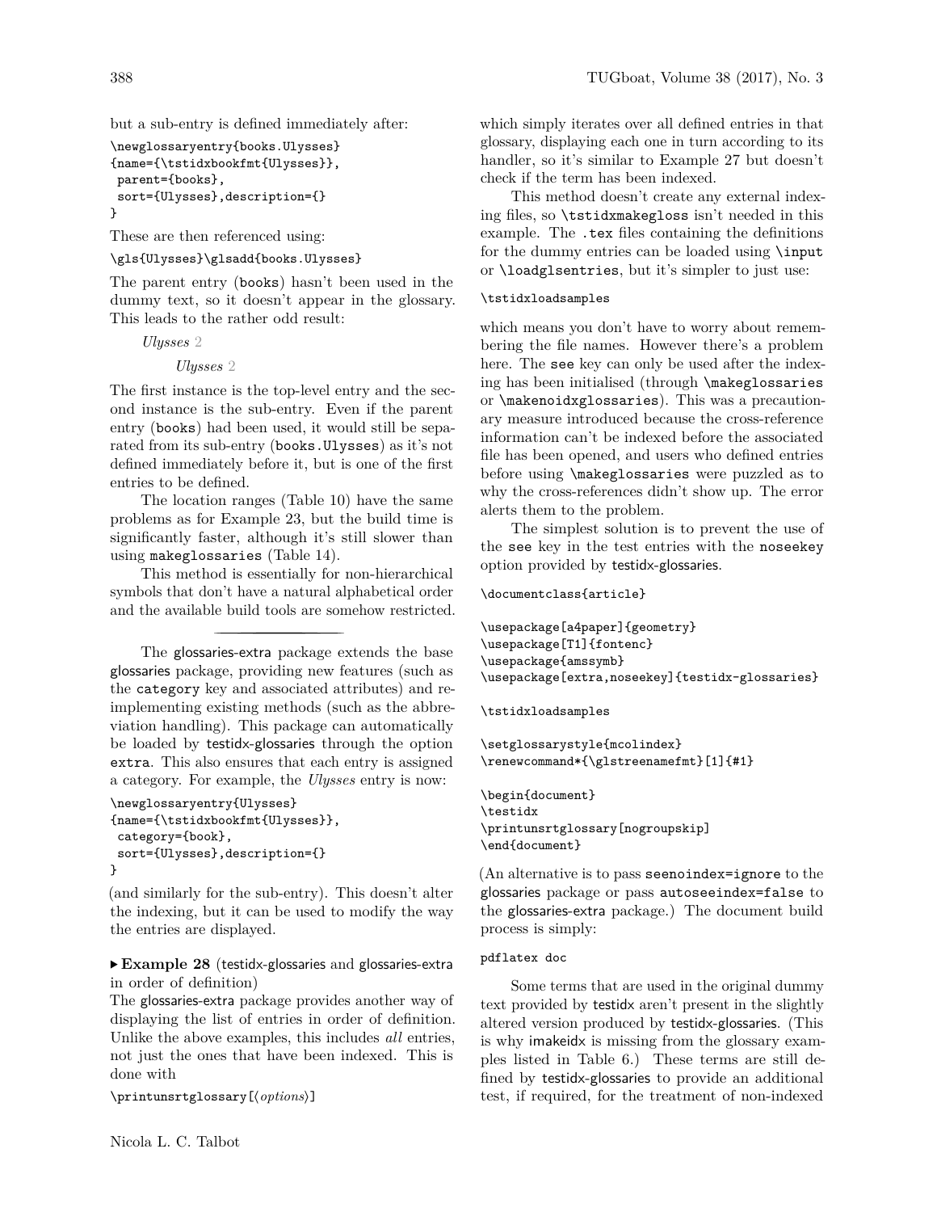but a sub-entry is defined immediately after:

```
\newglossaryentry{books.Ulysses}
{name={\tstidxbookfmt{Ulysses}},
 parent={books},
 sort={Ulysses},description={}
}
```

These are then referenced using:

```
\gls{Ulysses}\glsadd{books.Ulysses}
```

The parent entry (books) hasn't been used in the dummy text, so it doesn't appear in the glossary. This leads to the rather odd result:

> *Ulysses* 2
>
> > *Ulysses* 2

The first instance is the top-level entry and the second instance is the sub-entry. Even if the parent entry (books) had been used, it would still be separated from its sub-entry (books.Ulysses) as it's not defined immediately before it, but is one of the first entries to be defined.

The location ranges (Table 10) have the same problems as for Example 23, but the build time is significantly faster, although it's still slower than using makeglossaries (Table 14).

This method is essentially for non-hierarchical symbols that don't have a natural alphabetical order and the available build tools are somehow restricted.

---

The glossaries-extra package extends the base glossaries package, providing new features (such as the category key and associated attributes) and reimplementing existing methods (such as the abbreviation handling). This package can automatically be loaded by testidx-glossaries through the option extra. This also ensures that each entry is assigned a category. For example, the *Ulysses* entry is now:

```
\newglossaryentry{Ulysses}
{name={\tstidxbookfmt{Ulysses}},
 category={book},
 sort={Ulysses},description={}
}
```

(and similarly for the sub-entry). This doesn't alter the indexing, but it can be used to modify the way the entries are displayed.

▶ **Example 28** (testidx-glossaries and glossaries-extra in order of definition)

The glossaries-extra package provides another way of displaying the list of entries in order of definition. Unlike the above examples, this includes *all* entries, not just the ones that have been indexed. This is done with

```
\printunsrtglossary[⟨options⟩]
```

which simply iterates over all defined entries in that glossary, displaying each one in turn according to its handler, so it's similar to Example 27 but doesn't check if the term has been indexed.

This method doesn't create any external indexing files, so \tstidxmakegloss isn't needed in this example. The .tex files containing the definitions for the dummy entries can be loaded using \input or \loadglsentries, but it's simpler to just use:

```
\tstidxloadsamples
```

which means you don't have to worry about remembering the file names. However there's a problem here. The see key can only be used after the indexing has been initialised (through \makeglossaries or \makenoidxglossaries). This was a precautionary measure introduced because the cross-reference information can't be indexed before the associated file has been opened, and users who defined entries before using \makeglossaries were puzzled as to why the cross-references didn't show up. The error alerts them to the problem.

The simplest solution is to prevent the use of the see key in the test entries with the noseekey option provided by testidx-glossaries.

```
\documentclass{article}

\usepackage[a4paper]{geometry}
\usepackage[T1]{fontenc}
\usepackage{amssymb}
\usepackage[extra,noseekey]{testidx-glossaries}

\tstidxloadsamples

\setglossarystyle{mcolindex}
\renewcommand*{\glstreenamefmt}[1]{#1}

\begin{document}
\testidx
\printunsrtglossary[nogroupskip]
\end{document}
```

(An alternative is to pass seenoindex=ignore to the glossaries package or pass autoseeindex=false to the glossaries-extra package.) The document build process is simply:

```
pdflatex doc
```

Some terms that are used in the original dummy text provided by testidx aren't present in the slightly altered version produced by testidx-glossaries. (This is why imakeidx is missing from the glossary examples listed in Table 6.) These terms are still defined by testidx-glossaries to provide an additional test, if required, for the treatment of non-indexed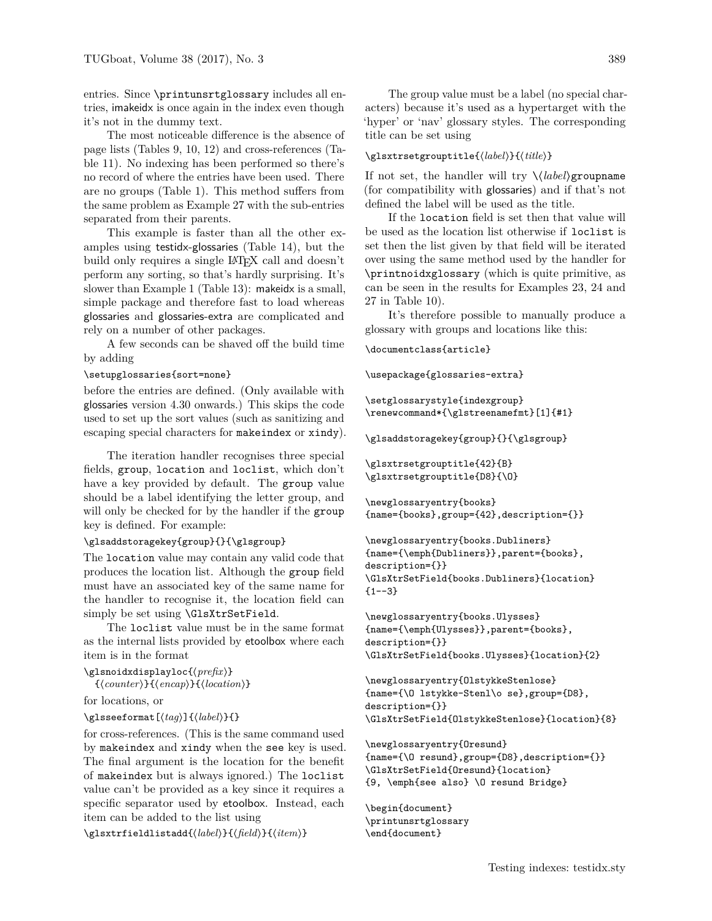entries. Since `\printunsrtglossary` includes all entries, imakeidx is once again in the index even though it's not in the dummy text.

The most noticeable difference is the absence of page lists (Tables 9, 10, 12) and cross-references (Table 11). No indexing has been performed so there's no record of where the entries have been used. There are no groups (Table 1). This method suffers from the same problem as Example 27 with the sub-entries separated from their parents.

This example is faster than all the other examples using testidx-glossaries (Table 14), but the build only requires a single LaTeX call and doesn't perform any sorting, so that's hardly surprising. It's slower than Example 1 (Table 13): makeidx is a small, simple package and therefore fast to load whereas glossaries and glossaries-extra are complicated and rely on a number of other packages.

A few seconds can be shaved off the build time by adding

```
\setupglossaries{sort=none}
```

before the entries are defined. (Only available with glossaries version 4.30 onwards.) This skips the code used to set up the sort values (such as sanitizing and escaping special characters for `makeindex` or `xindy`).

The iteration handler recognises three special fields, `group`, `location` and `loclist`, which don't have a key provided by default. The `group` value should be a label identifying the letter group, and will only be checked for by the handler if the `group` key is defined. For example:

```
\glsaddstoragekey{group}{}{\glsgroup}
```

The `location` value may contain any valid code that produces the location list. Although the `group` field must have an associated key of the same name for the handler to recognise it, the location field can simply be set using `\GlsXtrSetField`.

The `loclist` value must be in the same format as the internal lists provided by etoolbox where each item is in the format

```
\glsnoidxdisplayloc{⟨prefix⟩}
  {⟨counter⟩}{⟨encap⟩}{⟨location⟩}
```

for locations, or

```
\glsseeformat[⟨tag⟩]{⟨label⟩}{}
```

for cross-references. (This is the same command used by `makeindex` and `xindy` when the `see` key is used. The final argument is the location for the benefit of `makeindex` but is always ignored.) The `loclist` value can't be provided as a key since it requires a specific separator used by etoolbox. Instead, each item can be added to the list using

```
\glsxtrfieldlistadd{⟨label⟩}{⟨field⟩}{⟨item⟩}
```

The group value must be a label (no special characters) because it's used as a hypertarget with the 'hyper' or 'nav' glossary styles. The corresponding title can be set using

```
\glsxtrsetgrouptitle{⟨label⟩}{⟨title⟩}
```

If not set, the handler will try `\⟨label⟩groupname` (for compatibility with glossaries) and if that's not defined the label will be used as the title.

If the `location` field is set then that value will be used as the location list otherwise if `loclist` is set then the list given by that field will be iterated over using the same method used by the handler for `\printnoidxglossary` (which is quite primitive, as can be seen in the results for Examples 23, 24 and 27 in Table 10).

It's therefore possible to manually produce a glossary with groups and locations like this:

```
\documentclass{article}

\usepackage{glossaries-extra}

\setglossarystyle{indexgroup}
\renewcommand*{\glstreenamefmt}[1]{#1}

\glsaddstoragekey{group}{}{\glsgroup}

\glsxtrsetgrouptitle{42}{B}
\glsxtrsetgrouptitle{D8}{\O}

\newglossaryentry{books}
{name={books},group={42},description={}}

\newglossaryentry{books.Dubliners}
{name={\emph{Dubliners}},parent={books},
description={}}
\GlsXtrSetField{books.Dubliners}{location}
{1--3}

\newglossaryentry{books.Ulysses}
{name={\emph{Ulysses}},parent={books},
description={}}
\GlsXtrSetField{books.Ulysses}{location}{2}

\newglossaryentry{OlstykkeStenlose}
{name={\O lstykke-Stenl\o se},group={D8},
description={}}
\GlsXtrSetField{OlstykkeStenlose}{location}{8}

\newglossaryentry{Oresund}
{name={\O resund},group={D8},description={}}
\GlsXtrSetField{Oresund}{location}
{9, \emph{see also} \O resund Bridge}

\begin{document}
\printunsrtglossary
\end{document}
```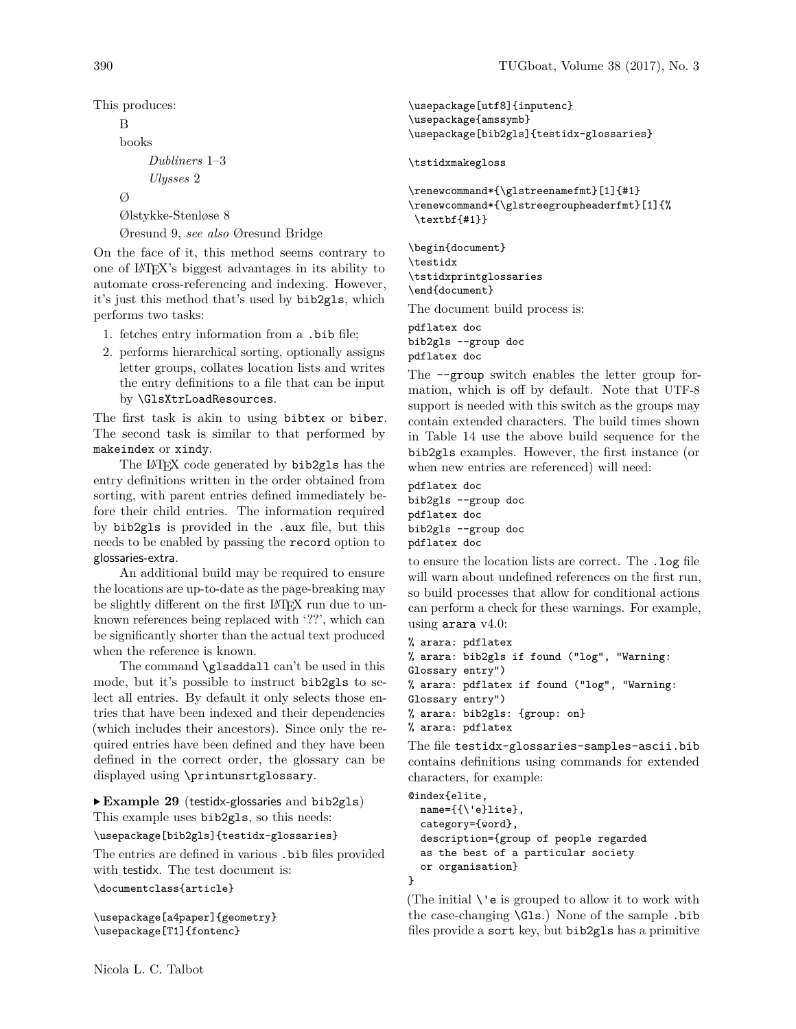This produces:

> B
>
> books
>
> > *Dubliners* 1–3
> >
> > *Ulysses* 2
>
> Ø
>
> Ølstykke-Stenløse 8
>
> Øresund 9, *see also* Øresund Bridge

On the face of it, this method seems contrary to one of LaTeX's biggest advantages in its ability to automate cross-referencing and indexing. However, it's just this method that's used by `bib2gls`, which performs two tasks:

1. fetches entry information from a `.bib` file;
2. performs hierarchical sorting, optionally assigns letter groups, collates location lists and writes the entry definitions to a file that can be input by `\GlsXtrLoadResources`.

The first task is akin to using `bibtex` or `biber`. The second task is similar to that performed by `makeindex` or `xindy`.

The LaTeX code generated by `bib2gls` has the entry definitions written in the order obtained from sorting, with parent entries defined immediately before their child entries. The information required by `bib2gls` is provided in the `.aux` file, but this needs to be enabled by passing the `record` option to glossaries-extra.

An additional build may be required to ensure the locations are up-to-date as the page-breaking may be slightly different on the first LaTeX run due to unknown references being replaced with '??', which can be significantly shorter than the actual text produced when the reference is known.

The command `\glsaddall` can't be used in this mode, but it's possible to instruct `bib2gls` to select all entries. By default it only selects those entries that have been indexed and their dependencies (which includes their ancestors). Since only the required entries have been defined and they have been defined in the correct order, the glossary can be displayed using `\printunsrtglossary`.

▶ **Example 29** (testidx-glossaries and `bib2gls`) This example uses `bib2gls`, so this needs:

```
\usepackage[bib2gls]{testidx-glossaries}
```

The entries are defined in various `.bib` files provided with testidx. The test document is:

```
\documentclass{article}

\usepackage[a4paper]{geometry}
\usepackage[T1]{fontenc}
\usepackage[utf8]{inputenc}
\usepackage{amssymb}
\usepackage[bib2gls]{testidx-glossaries}

\tstidxmakegloss

\renewcommand*{\glstreenamefmt}[1]{#1}
\renewcommand*{\glstreegroupheaderfmt}[1]{%
 \textbf{#1}}

\begin{document}
\testidx
\tstidxprintglossaries
\end{document}
```

The document build process is:

```
pdflatex doc
bib2gls --group doc
pdflatex doc
```

The `--group` switch enables the letter group formation, which is off by default. Note that UTF-8 support is needed with this switch as the groups may contain extended characters. The build times shown in Table 14 use the above build sequence for the `bib2gls` examples. However, the first instance (or when new entries are referenced) will need:

```
pdflatex doc
bib2gls --group doc
pdflatex doc
bib2gls --group doc
pdflatex doc
```

to ensure the location lists are correct. The `.log` file will warn about undefined references on the first run, so build processes that allow for conditional actions can perform a check for these warnings. For example, using `arara` v4.0:

```
% arara: pdflatex
% arara: bib2gls if found ("log", "Warning:
Glossary entry")
% arara: pdflatex if found ("log", "Warning:
Glossary entry")
% arara: bib2gls: {group: on}
% arara: pdflatex
```

The file `testidx-glossaries-samples-ascii.bib` contains definitions using commands for extended characters, for example:

```
@index{elite,
  name={{\'e}lite},
  category={word},
  description={group of people regarded
  as the best of a particular society
  or organisation}
}
```

(The initial `\'e` is grouped to allow it to work with the case-changing `\Gls`.) None of the sample `.bib` files provide a `sort` key, but `bib2gls` has a primitive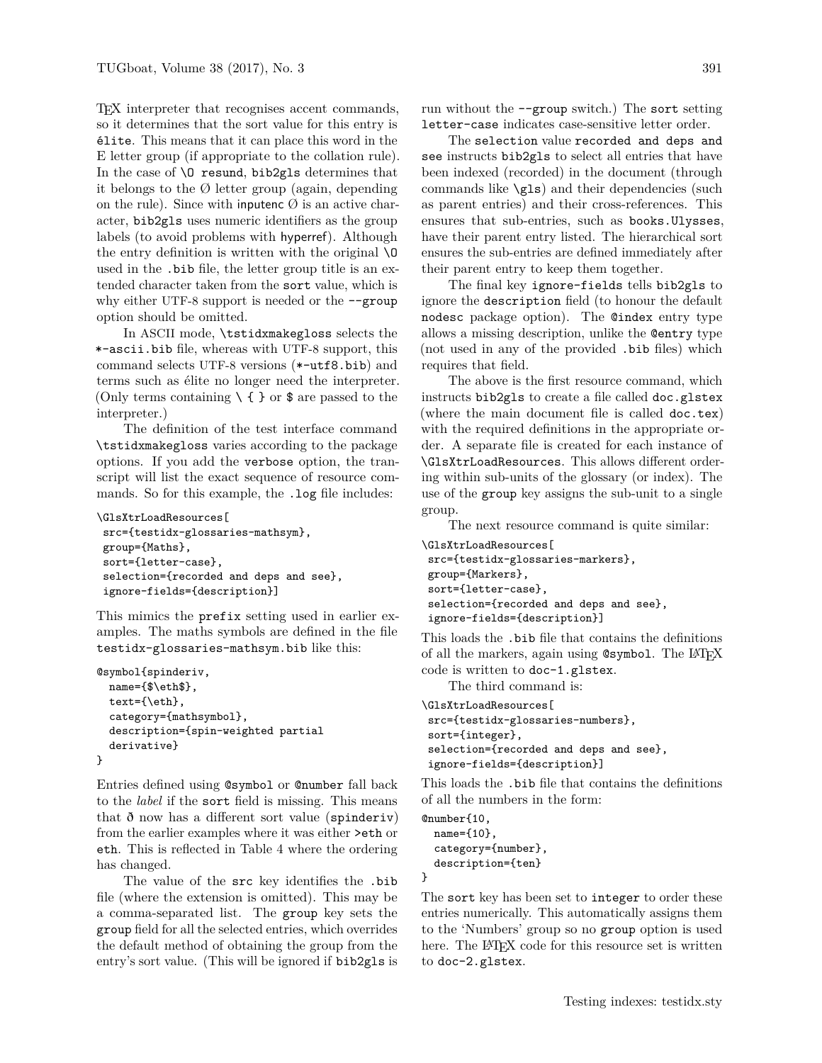TEX interpreter that recognises accent commands, so it determines that the sort value for this entry is `élite`. This means that it can place this word in the E letter group (if appropriate to the collation rule). In the case of `\O resund`, `bib2gls` determines that it belongs to the Ø letter group (again, depending on the rule). Since with inputenc Ø is an active character, `bib2gls` uses numeric identifiers as the group labels (to avoid problems with hyperref). Although the entry definition is written with the original `\O` used in the `.bib` file, the letter group title is an extended character taken from the `sort` value, which is why either UTF-8 support is needed or the `--group` option should be omitted.

In ASCII mode, `\tstidxmakegloss` selects the `*-ascii.bib` file, whereas with UTF-8 support, this command selects UTF-8 versions (`*-utf8.bib`) and terms such as élite no longer need the interpreter. (Only terms containing `\ { }` or `$` are passed to the interpreter.)

The definition of the test interface command `\tstidxmakegloss` varies according to the package options. If you add the `verbose` option, the transcript will list the exact sequence of resource commands. So for this example, the `.log` file includes:

```
\GlsXtrLoadResources[
 src={testidx-glossaries-mathsym},
 group={Maths},
 sort={letter-case},
 selection={recorded and deps and see},
 ignore-fields={description}]
```

This mimics the `prefix` setting used in earlier examples. The maths symbols are defined in the file `testidx-glossaries-mathsym.bib` like this:

```
@symbol{spinderiv,
  name={$\eth$},
  text={\eth},
  category={mathsymbol},
  description={spin-weighted partial
  derivative}
}
```

Entries defined using `@symbol` or `@number` fall back to the *label* if the `sort` field is missing. This means that ð now has a different sort value (`spinderiv`) from the earlier examples where it was either `>eth` or `eth`. This is reflected in Table 4 where the ordering has changed.

The value of the `src` key identifies the `.bib` file (where the extension is omitted). This may be a comma-separated list. The `group` key sets the `group` field for all the selected entries, which overrides the default method of obtaining the group from the entry's sort value. (This will be ignored if `bib2gls` is run without the `--group` switch.) The `sort` setting `letter-case` indicates case-sensitive letter order.

The `selection` value `recorded and deps and see` instructs `bib2gls` to select all entries that have been indexed (recorded) in the document (through commands like `\gls`) and their dependencies (such as parent entries) and their cross-references. This ensures that sub-entries, such as `books.Ulysses`, have their parent entry listed. The hierarchical sort ensures the sub-entries are defined immediately after their parent entry to keep them together.

The final key `ignore-fields` tells `bib2gls` to ignore the `description` field (to honour the default `nodesc` package option). The `@index` entry type allows a missing description, unlike the `@entry` type (not used in any of the provided `.bib` files) which requires that field.

The above is the first resource command, which instructs `bib2gls` to create a file called `doc.glstex` (where the main document file is called `doc.tex`) with the required definitions in the appropriate order. A separate file is created for each instance of `\GlsXtrLoadResources`. This allows different ordering within sub-units of the glossary (or index). The use of the `group` key assigns the sub-unit to a single group.

The next resource command is quite similar:

```
\GlsXtrLoadResources[
 src={testidx-glossaries-markers},
 group={Markers},
 sort={letter-case},
 selection={recorded and deps and see},
 ignore-fields={description}]
```

This loads the `.bib` file that contains the definitions of all the markers, again using `@symbol`. The LATEX code is written to `doc-1.glstex`.

The third command is:

```
\GlsXtrLoadResources[
 src={testidx-glossaries-numbers},
 sort={integer},
 selection={recorded and deps and see},
 ignore-fields={description}]
```

This loads the `.bib` file that contains the definitions of all the numbers in the form:

```
@number{10,
  name={10},
  category={number},
  description={ten}
}
```

The `sort` key has been set to `integer` to order these entries numerically. This automatically assigns them to the 'Numbers' group so no `group` option is used here. The LATEX code for this resource set is written to `doc-2.glstex`.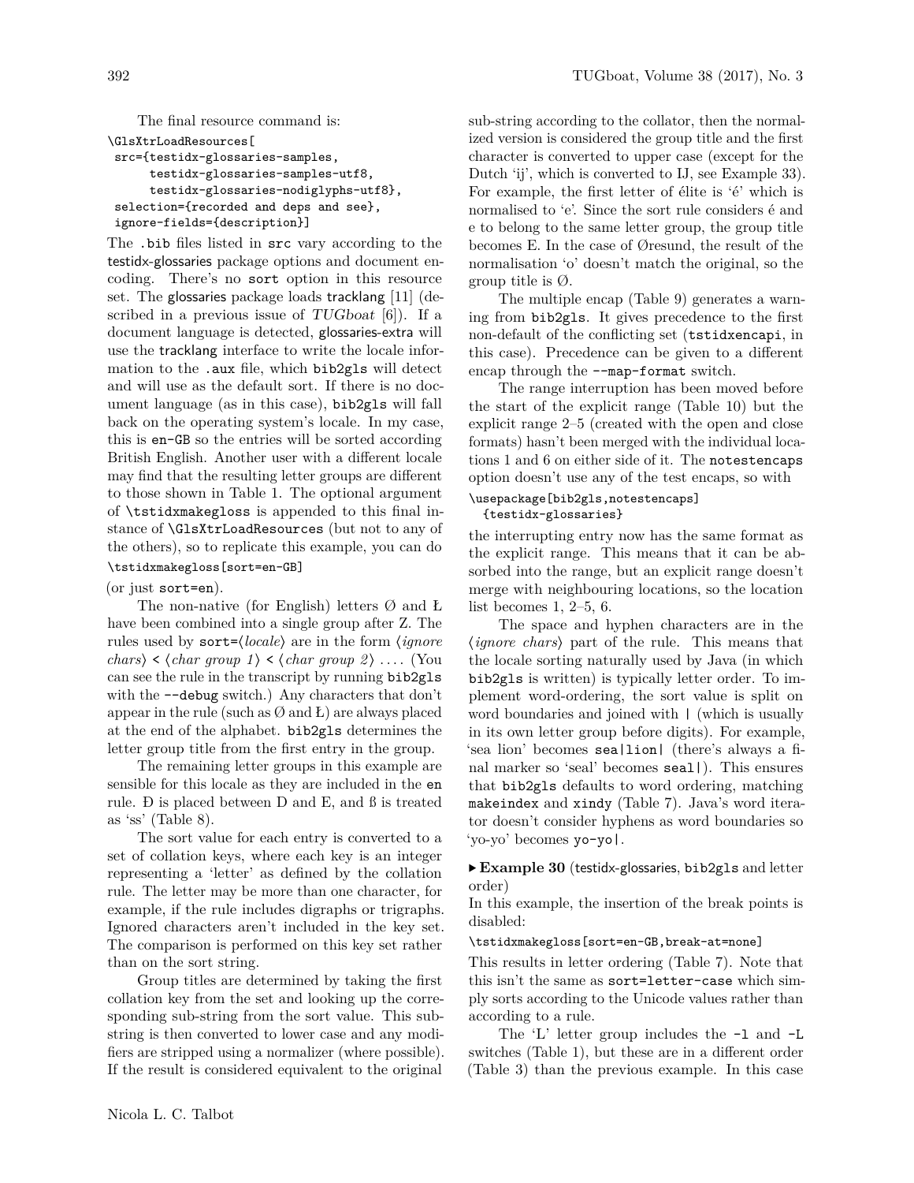The final resource command is:

```
\GlsXtrLoadResources[
 src={testidx-glossaries-samples,
      testidx-glossaries-samples-utf8,
      testidx-glossaries-nodiglyphs-utf8},
 selection={recorded and deps and see},
 ignore-fields={description}]
```

The .bib files listed in src vary according to the testidx-glossaries package options and document encoding. There's no sort option in this resource set. The glossaries package loads tracklang [11] (described in a previous issue of *TUGboat* [6]). If a document language is detected, glossaries-extra will use the tracklang interface to write the locale information to the .aux file, which bib2gls will detect and will use as the default sort. If there is no document language (as in this case), bib2gls will fall back on the operating system's locale. In my case, this is en-GB so the entries will be sorted according British English. Another user with a different locale may find that the resulting letter groups are different to those shown in Table 1. The optional argument of \tstidxmakegloss is appended to this final instance of \GlsXtrLoadResources (but not to any of the others), so to replicate this example, you can do

```
\tstidxmakegloss[sort=en-GB]
```

(or just sort=en).

The non-native (for English) letters Ø and Ł have been combined into a single group after Z. The rules used by sort=⟨*locale*⟩ are in the form ⟨*ignore chars*⟩ < ⟨*char group 1*⟩ < ⟨*char group 2*⟩ . . . . (You can see the rule in the transcript by running bib2gls with the --debug switch.) Any characters that don't appear in the rule (such as Ø and Ł) are always placed at the end of the alphabet. bib2gls determines the letter group title from the first entry in the group.

The remaining letter groups in this example are sensible for this locale as they are included in the en rule. Ð is placed between D and E, and ß is treated as 'ss' (Table 8).

The sort value for each entry is converted to a set of collation keys, where each key is an integer representing a 'letter' as defined by the collation rule. The letter may be more than one character, for example, if the rule includes digraphs or trigraphs. Ignored characters aren't included in the key set. The comparison is performed on this key set rather than on the sort string.

Group titles are determined by taking the first collation key from the set and looking up the corresponding sub-string from the sort value. This sub-string is then converted to lower case and any modifiers are stripped using a normalizer (where possible). If the result is considered equivalent to the original sub-string according to the collator, then the normalized version is considered the group title and the first character is converted to upper case (except for the Dutch 'ij', which is converted to IJ, see Example 33). For example, the first letter of élite is 'é' which is normalised to 'e'. Since the sort rule considers é and e to belong to the same letter group, the group title becomes E. In the case of Øresund, the result of the normalisation 'o' doesn't match the original, so the group title is Ø.

The multiple encap (Table 9) generates a warning from bib2gls. It gives precedence to the first non-default of the conflicting set (tstidxencapi, in this case). Precedence can be given to a different encap through the --map-format switch.

The range interruption has been moved before the start of the explicit range (Table 10) but the explicit range 2–5 (created with the open and close formats) hasn't been merged with the individual locations 1 and 6 on either side of it. The notestencaps option doesn't use any of the test encaps, so with

```
\usepackage[bib2gls,notestencaps]
  {testidx-glossaries}
```

the interrupting entry now has the same format as the explicit range. This means that it can be absorbed into the range, but an explicit range doesn't merge with neighbouring locations, so the location list becomes 1, 2–5, 6.

The space and hyphen characters are in the ⟨*ignore chars*⟩ part of the rule. This means that the locale sorting naturally used by Java (in which bib2gls is written) is typically letter order. To implement word-ordering, the sort value is split on word boundaries and joined with | (which is usually in its own letter group before digits). For example, 'sea lion' becomes sea|lion| (there's always a final marker so 'seal' becomes seal|). This ensures that bib2gls defaults to word ordering, matching makeindex and xindy (Table 7). Java's word iterator doesn't consider hyphens as word boundaries so 'yo-yo' becomes yo-yo|.

▶ **Example 30** (testidx-glossaries, bib2gls and letter order)

In this example, the insertion of the break points is disabled:

```
\tstidxmakegloss[sort=en-GB,break-at=none]
```

This results in letter ordering (Table 7). Note that this isn't the same as sort=letter-case which simply sorts according to the Unicode values rather than according to a rule.

The 'L' letter group includes the -l and -L switches (Table 1), but these are in a different order (Table 3) than the previous example. In this case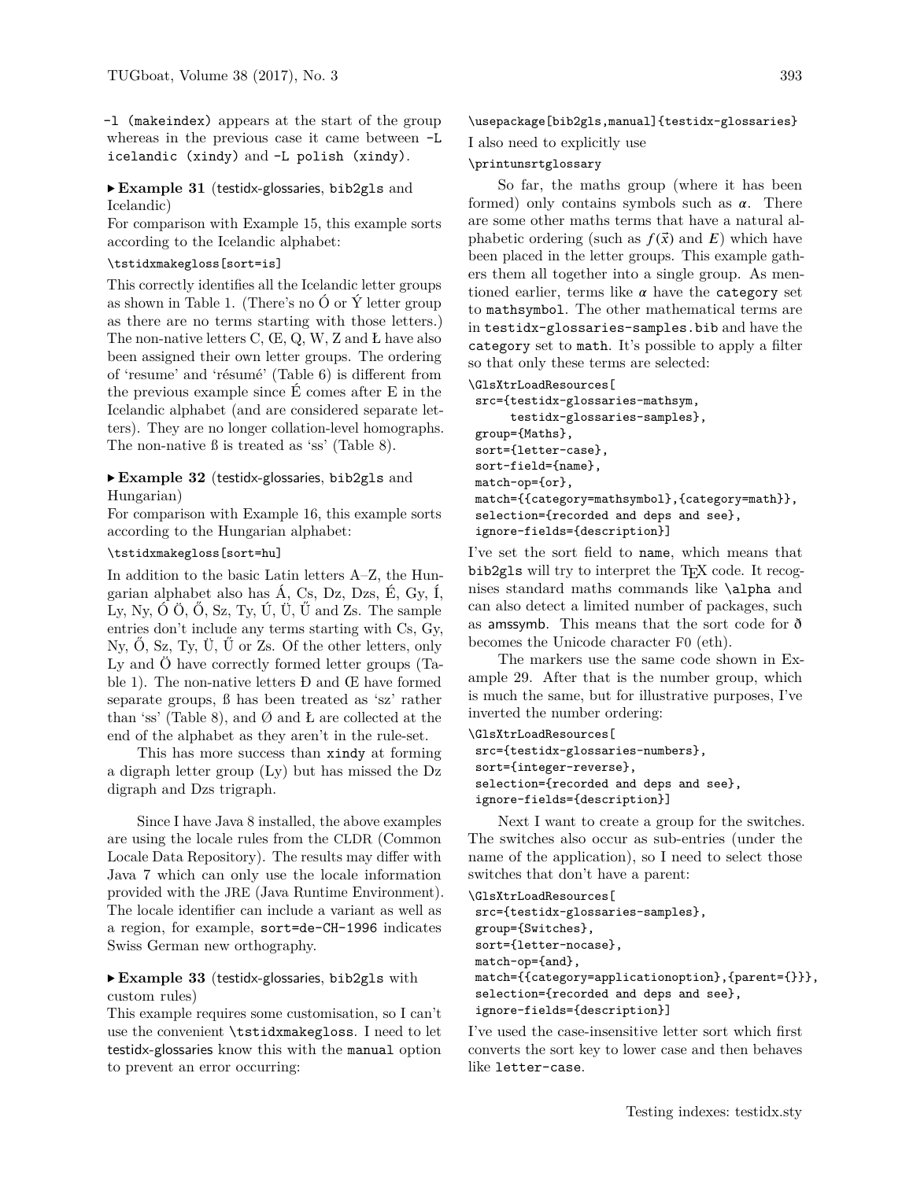-l (makeindex) appears at the start of the group whereas in the previous case it came between -L icelandic (xindy) and -L polish (xindy).

▶ **Example 31** (testidx-glossaries, bib2gls and Icelandic)

For comparison with Example 15, this example sorts according to the Icelandic alphabet:

```
\tstidxmakegloss[sort=is]
```

This correctly identifies all the Icelandic letter groups as shown in Table 1. (There's no Ó or Ý letter group as there are no terms starting with those letters.) The non-native letters C, Œ, Q, W, Z and Ł have also been assigned their own letter groups. The ordering of 'resume' and 'résumé' (Table 6) is different from the previous example since É comes after E in the Icelandic alphabet (and are considered separate letters). They are no longer collation-level homographs. The non-native ß is treated as 'ss' (Table 8).

▶ **Example 32** (testidx-glossaries, bib2gls and Hungarian)

For comparison with Example 16, this example sorts according to the Hungarian alphabet:

```
\tstidxmakegloss[sort=hu]
```

In addition to the basic Latin letters A–Z, the Hungarian alphabet also has Á, Cs, Dz, Dzs, É, Gy, Í, Ly, Ny, Ó Ö, Ő, Sz, Ty, Ú, Ü, Ű and Zs. The sample entries don't include any terms starting with Cs, Gy, Ny, Ő, Sz, Ty, Ü, Ű or Zs. Of the other letters, only Ly and Ö have correctly formed letter groups (Table 1). The non-native letters Đ and Œ have formed separate groups, ß has been treated as 'sz' rather than 'ss' (Table 8), and Ø and Ł are collected at the end of the alphabet as they aren't in the rule-set.

This has more success than xindy at forming a digraph letter group (Ly) but has missed the Dz digraph and Dzs trigraph.

Since I have Java 8 installed, the above examples are using the locale rules from the CLDR (Common Locale Data Repository). The results may differ with Java 7 which can only use the locale information provided with the JRE (Java Runtime Environment). The locale identifier can include a variant as well as a region, for example, sort=de-CH-1996 indicates Swiss German new orthography.

▶ **Example 33** (testidx-glossaries, bib2gls with custom rules)

This example requires some customisation, so I can't use the convenient \tstidxmakegloss. I need to let testidx-glossaries know this with the manual option to prevent an error occurring:

```
\usepackage[bib2gls,manual]{testidx-glossaries}
```

I also need to explicitly use

```
\printunsrtglossary
```

So far, the maths group (where it has been formed) only contains symbols such as $\boldsymbol{\alpha}$. There are some other maths terms that have a natural alphabetic ordering (such as $f(\vec{x})$ and $\boldsymbol{E}$) which have been placed in the letter groups. This example gathers them all together into a single group. As mentioned earlier, terms like $\boldsymbol{\alpha}$ have the category set to mathsymbol. The other mathematical terms are in testidx-glossaries-samples.bib and have the category set to math. It's possible to apply a filter so that only these terms are selected:

```
\GlsXtrLoadResources[
 src={testidx-glossaries-mathsym,
      testidx-glossaries-samples},
 group={Maths},
 sort={letter-case},
 sort-field={name},
 match-op={or},
 match={{category=mathsymbol},{category=math}},
 selection={recorded and deps and see},
 ignore-fields={description}]
```

I've set the sort field to name, which means that bib2gls will try to interpret the TeX code. It recognises standard maths commands like \alpha and can also detect a limited number of packages, such as amssymb. This means that the sort code for ð becomes the Unicode character F0 (eth).

The markers use the same code shown in Example 29. After that is the number group, which is much the same, but for illustrative purposes, I've inverted the number ordering:

```
\GlsXtrLoadResources[
 src={testidx-glossaries-numbers},
 sort={integer-reverse},
 selection={recorded and deps and see},
 ignore-fields={description}]
```

Next I want to create a group for the switches. The switches also occur as sub-entries (under the name of the application), so I need to select those switches that don't have a parent:

```
\GlsXtrLoadResources[
 src={testidx-glossaries-samples},
 group={Switches},
 sort={letter-nocase},
 match-op={and},
 match={{category=applicationoption},{parent={}}},
 selection={recorded and deps and see},
 ignore-fields={description}]
```

I've used the case-insensitive letter sort which first converts the sort key to lower case and then behaves like letter-case.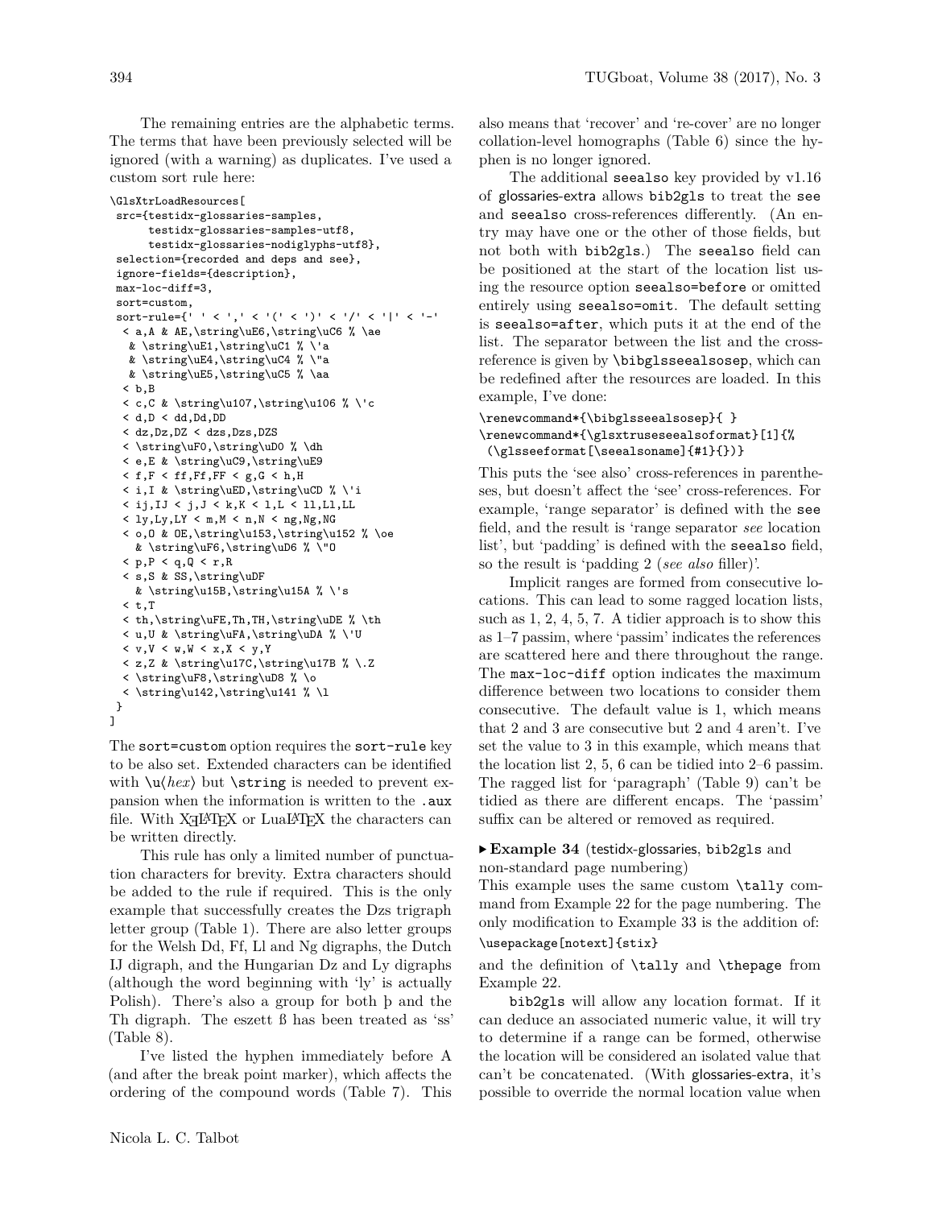The remaining entries are the alphabetic terms. The terms that have been previously selected will be ignored (with a warning) as duplicates. I've used a custom sort rule here:

```
\GlsXtrLoadResources[
 src={testidx-glossaries-samples,
      testidx-glossaries-samples-utf8,
      testidx-glossaries-nodiglyphs-utf8},
 selection={recorded and deps and see},
 ignore-fields={description},
 max-loc-diff=3,
 sort=custom,
 sort-rule={' ' < ',' < '(' < ')' < '/' < '|' < '-'
  < a,A & AE,\string\uE6,\string\uC6 % \ae
   & \string\uE1,\string\uC1 % \'a
   & \string\uE4,\string\uC4 % \"a
   & \string\uE5,\string\uC5 % \aa
  < b,B
  < c,C & \string\u107,\string\u106 % \'c
  < d,D < dd,Dd,DD
  < dz,Dz,DZ < dzs,Dzs,DZS
  < \string\uF0,\string\uD0 % \dh
  < e,E & \string\uC9,\string\uE9
  < f,F < ff,Ff,FF < g,G < h,H
  < i,I & \string\uED,\string\uCD % \'i
  < ij,IJ < j,J < k,K < l,L < ll,Ll,LL
  < ly,Ly,LY < m,M < n,N < ng,Ng,NG
  < o,O & OE,\string\u153,\string\u152 % \oe
   & \string\uF6,\string\uD6 % \"O
  < p,P < q,Q < r,R
  < s,S & SS,\string\uDF
   & \string\u15B,\string\u15A % \'s
  < t,T
  < th,\string\uFE,Th,TH,\string\uDE % \th
  < u,U & \string\uFA,\string\uDA % \'U
  < v,V < w,W < x,X < y,Y
  < z,Z & \string\u17C,\string\u17B % \.Z
  < \string\uF8,\string\uD8 % \o
  < \string\u142,\string\u141 % \l
 }
]
```

The `sort=custom` option requires the `sort-rule` key to be also set. Extended characters can be identified with `\u`⟨*hex*⟩ but `\string` is needed to prevent expansion when the information is written to the `.aux` file. With XeLaTeX or LuaLaTeX the characters can be written directly.

This rule has only a limited number of punctuation characters for brevity. Extra characters should be added to the rule if required. This is the only example that successfully creates the Dzs trigraph letter group (Table 1). There are also letter groups for the Welsh Dd, Ff, Ll and Ng digraphs, the Dutch IJ digraph, and the Hungarian Dz and Ly digraphs (although the word beginning with 'ly' is actually Polish). There's also a group for both þ and the Th digraph. The eszett ß has been treated as 'ss' (Table 8).

I've listed the hyphen immediately before A (and after the break point marker), which affects the ordering of the compound words (Table 7). This also means that 'recover' and 're-cover' are no longer collation-level homographs (Table 6) since the hyphen is no longer ignored.

The additional `seealso` key provided by v1.16 of glossaries-extra allows `bib2gls` to treat the `see` and `seealso` cross-references differently. (An entry may have one or the other of those fields, but not both with `bib2gls`.) The `seealso` field can be positioned at the start of the location list using the resource option `seealso=before` or omitted entirely using `seealso=omit`. The default setting is `seealso=after`, which puts it at the end of the list. The separator between the list and the cross-reference is given by `\bibglsseealsosep`, which can be redefined after the resources are loaded. In this example, I've done:

```
\renewcommand*{\bibglsseealsosep}{ }
\renewcommand*{\glsxtruseseealsoformat}[1]{%
 (\glsseeformat[\seealsoname]{#1}{})}
```

This puts the 'see also' cross-references in parentheses, but doesn't affect the 'see' cross-references. For example, 'range separator' is defined with the `see` field, and the result is 'range separator *see* location list', but 'padding' is defined with the `seealso` field, so the result is 'padding 2 (*see also* filler)'.

Implicit ranges are formed from consecutive locations. This can lead to some ragged location lists, such as 1, 2, 4, 5, 7. A tidier approach is to show this as 1–7 passim, where 'passim' indicates the references are scattered here and there throughout the range. The `max-loc-diff` option indicates the maximum difference between two locations to consider them consecutive. The default value is 1, which means that 2 and 3 are consecutive but 2 and 4 aren't. I've set the value to 3 in this example, which means that the location list 2, 5, 6 can be tidied into 2–6 passim. The ragged list for 'paragraph' (Table 9) can't be tidied as there are different encaps. The 'passim' suffix can be altered or removed as required.

▶ **Example 34** (testidx-glossaries, `bib2gls` and non-standard page numbering)
This example uses the same custom `\tally` command from Example 22 for the page numbering. The only modification to Example 33 is the addition of:

```
\usepackage[notext]{stix}
```

and the definition of `\tally` and `\thepage` from Example 22.

`bib2gls` will allow any location format. If it can deduce an associated numeric value, it will try to determine if a range can be formed, otherwise the location will be considered an isolated value that can't be concatenated. (With glossaries-extra, it's possible to override the normal location value when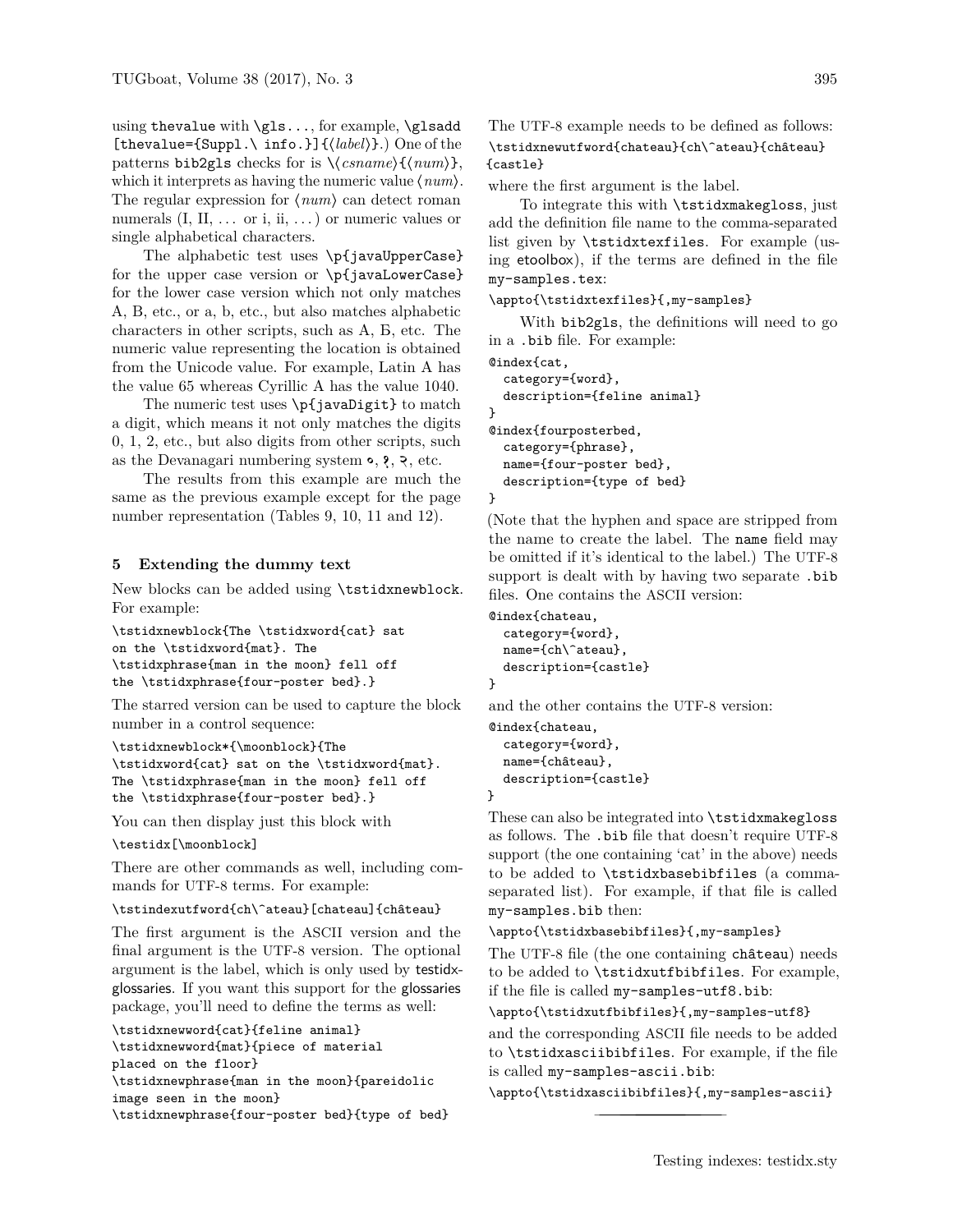using `thevalue` with `\gls...`, for example, `\glsadd [thevalue={Suppl.\ info.}]{`⟨*label*⟩`}`.) One of the patterns `bib2gls` checks for is `\`⟨*csname*⟩`{`⟨*num*⟩`}`, which it interprets as having the numeric value ⟨*num*⟩. The regular expression for ⟨*num*⟩ can detect roman numerals (I, II, ... or i, ii, ...) or numeric values or single alphabetical characters.

The alphabetic test uses `\p{javaUpperCase}` for the upper case version or `\p{javaLowerCase}` for the lower case version which not only matches A, B, etc., or a, b, etc., but also matches alphabetic characters in other scripts, such as А, Б, etc. The numeric value representing the location is obtained from the Unicode value. For example, Latin A has the value 65 whereas Cyrillic A has the value 1040.

The numeric test uses `\p{javaDigit}` to match a digit, which means it not only matches the digits 0, 1, 2, etc., but also digits from other scripts, such as the Devanagari numbering system ०, १, २, etc.

The results from this example are much the same as the previous example except for the page number representation (Tables 9, 10, 11 and 12).

## 5 Extending the dummy text

New blocks can be added using `\tstidxnewblock`. For example:

```
\tstidxnewblock{The \tstidxword{cat} sat
on the \tstidxword{mat}. The
\tstidxphrase{man in the moon} fell off
the \tstidxphrase{four-poster bed}.}
```

The starred version can be used to capture the block number in a control sequence:

```
\tstidxnewblock*{\moonblock}{The
\tstidxword{cat} sat on the \tstidxword{mat}.
The \tstidxphrase{man in the moon} fell off
the \tstidxphrase{four-poster bed}.}
```

You can then display just this block with

```
\testidx[\moonblock]
```

There are other commands as well, including commands for UTF-8 terms. For example:

```
\tstindexutfword{ch\^ateau}[chateau]{château}
```

The first argument is the ASCII version and the final argument is the UTF-8 version. The optional argument is the label, which is only used by testidx-glossaries. If you want this support for the glossaries package, you'll need to define the terms as well:

```
\tstidxnewword{cat}{feline animal}
\tstidxnewword{mat}{piece of material
placed on the floor}
\tstidxnewphrase{man in the moon}{pareidolic
image seen in the moon}
\tstidxnewphrase{four-poster bed}{type of bed}
```

The UTF-8 example needs to be defined as follows:

```
\tstidxnewutfword{chateau}{ch\^ateau}{château}
{castle}
```

where the first argument is the label.

To integrate this with `\tstidxmakegloss`, just add the definition file name to the comma-separated list given by `\tstidxtexfiles`. For example (using etoolbox), if the terms are defined in the file `my-samples.tex`:

```
\appto{\tstidxtexfiles}{,my-samples}
```

With `bib2gls`, the definitions will need to go in a `.bib` file. For example:

```
@index{cat,
  category={word},
  description={feline animal}
}
@index{fourposterbed,
  category={phrase},
  name={four-poster bed},
  description={type of bed}
}
```

(Note that the hyphen and space are stripped from the name to create the label. The `name` field may be omitted if it's identical to the label.) The UTF-8 support is dealt with by having two separate `.bib` files. One contains the ASCII version:

```
@index{chateau,
  category={word},
  name={ch\^ateau},
  description={castle}
}
```

and the other contains the UTF-8 version:

```
@index{chateau,
  category={word},
  name={château},
  description={castle}
}
```

These can also be integrated into `\tstidxmakegloss` as follows. The `.bib` file that doesn't require UTF-8 support (the one containing 'cat' in the above) needs to be added to `\tstidxbasebibfiles` (a comma-separated list). For example, if that file is called `my-samples.bib` then:

```
\appto{\tstidxbasebibfiles}{,my-samples}
```

The UTF-8 file (the one containing `château`) needs to be added to `\tstidxutfbibfiles`. For example, if the file is called `my-samples-utf8.bib`:

```
\appto{\tstidxutfbibfiles}{,my-samples-utf8}
```

and the corresponding ASCII file needs to be added to `\tstidxasciibibfiles`. For example, if the file is called `my-samples-ascii.bib`:

```
\appto{\tstidxasciibibfiles}{,my-samples-ascii}
```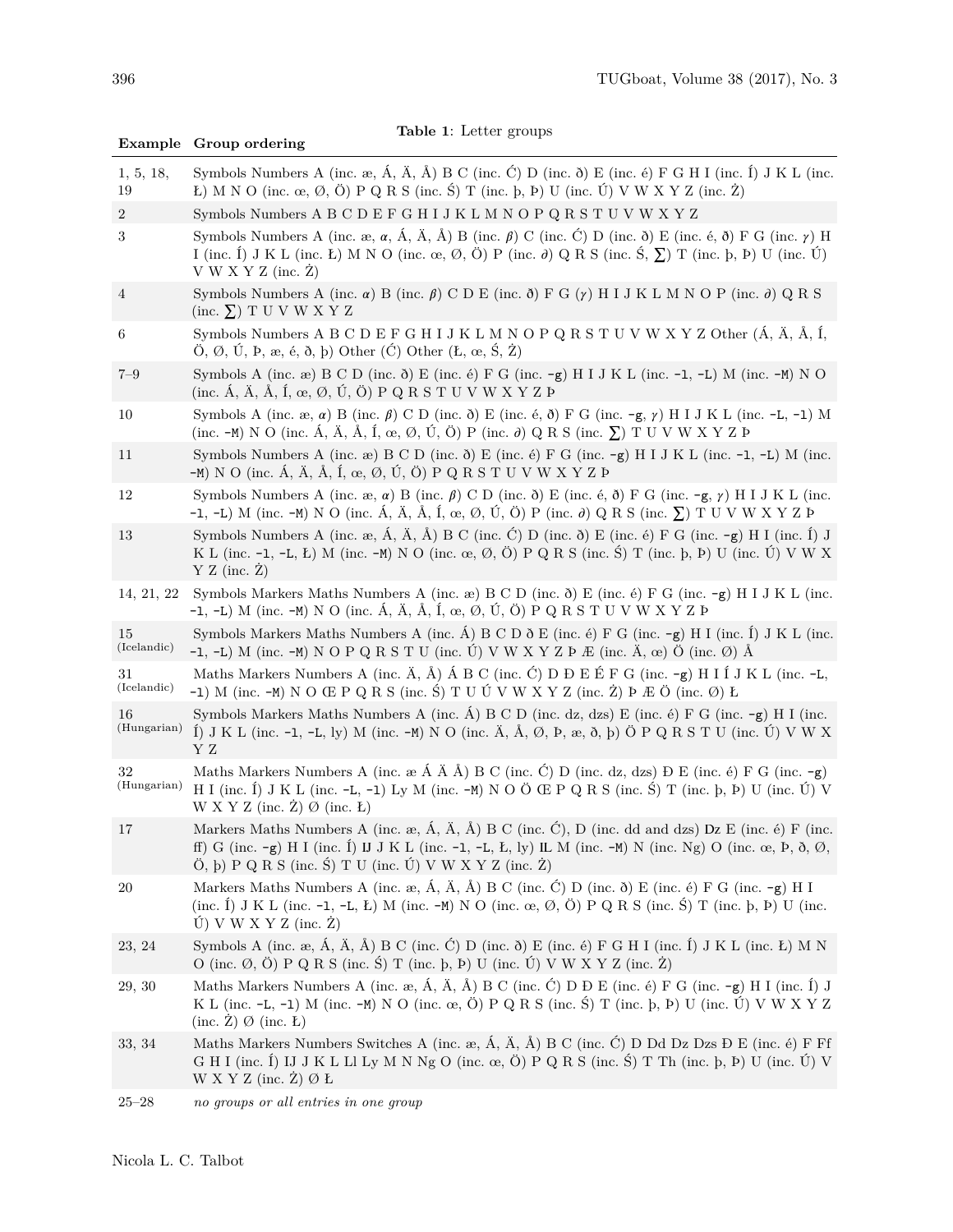**Table 1**: Letter groups

| Example | Group ordering |
|---|---|
| 1, 5, 18, 19 | Symbols Numbers A (inc. æ, Á, Ä, Å) B C (inc. Ć) D (inc. ð) E (inc. é) F G H I (inc. Í) J K L (inc. Ł) M N O (inc. œ, Ø, Ö) P Q R S (inc. Ś) T (inc. þ, Þ) U (inc. Ú) V W X Y Z (inc. Ż) |
| 2 | Symbols Numbers A B C D E F G H I J K L M N O P Q R S T U V W X Y Z |
| 3 | Symbols Numbers A (inc. æ, $\alpha$, Á, Ä, Å) B (inc. $\beta$) C (inc. Ć) D (inc. ð) E (inc. é, ð) F G (inc. $\gamma$) H I (inc. Í) J K L (inc. Ł) M N O (inc. œ, Ø, Ö) P (inc. $\partial$) Q R S (inc. Ś, $\sum$) T (inc. þ, Þ) U (inc. Ú) V W X Y Z (inc. Ż) |
| 4 | Symbols Numbers A (inc. $\alpha$) B (inc. $\beta$) C D E (inc. ð) F G ($\gamma$) H I J K L M N O P (inc. $\partial$) Q R S (inc. $\sum$) T U V W X Y Z |
| 6 | Symbols Numbers A B C D E F G H I J K L M N O P Q R S T U V W X Y Z Other (Á, Ä, Å, Í, Ö, Ø, Ú, Þ, æ, é, ð, þ) Other (Ć) Other (Ł, œ, Ś, Ż) |
| 7–9 | Symbols A (inc. æ) B C D (inc. ð) E (inc. é) F G (inc. -g) H I J K L (inc. -l, -L) M (inc. -M) N O (inc. Á, Ä, Å, Í, œ, Ø, Ú, Ö) P Q R S T U V W X Y Z Þ |
| 10 | Symbols A (inc. æ, $\alpha$) B (inc. $\beta$) C D (inc. ð) E (inc. é, ð) F G (inc. -g, $\gamma$) H I J K L (inc. -L, -l) M (inc. -M) N O (inc. Á, Ä, Å, Í, œ, Ø, Ú, Ö) P (inc. $\partial$) Q R S (inc. $\sum$) T U V W X Y Z Þ |
| 11 | Symbols Numbers A (inc. æ) B C D (inc. ð) E (inc. é) F G (inc. -g) H I J K L (inc. -l, -L) M (inc. -M) N O (inc. Á, Ä, Å, Í, œ, Ø, Ú, Ö) P Q R S T U V W X Y Z Þ |
| 12 | Symbols Numbers A (inc. æ, $\alpha$) B (inc. $\beta$) C D (inc. ð) E (inc. é, ð) F G (inc. -g, $\gamma$) H I J K L (inc. -l, -L) M (inc. -M) N O (inc. Á, Ä, Å, Í, œ, Ø, Ú, Ö) P (inc. $\partial$) Q R S (inc. $\sum$) T U V W X Y Z Þ |
| 13 | Symbols Numbers A (inc. æ, Á, Ä, Å) B C (inc. Ć) D (inc. ð) E (inc. é) F G (inc. -g) H I (inc. Í) J K L (inc. -l, -L, Ł) M (inc. -M) N O (inc. œ, Ø, Ö) P Q R S (inc. Ś) T (inc. þ, Þ) U (inc. Ú) V W X Y Z (inc. Ż) |
| 14, 21, 22 | Symbols Markers Maths Numbers A (inc. æ) B C D (inc. ð) E (inc. é) F G (inc. -g) H I J K L (inc. -l, -L) M (inc. -M) N O (inc. Á, Ä, Å, Í, œ, Ø, Ú, Ö) P Q R S T U V W X Y Z Þ |
| 15 (Icelandic) | Symbols Markers Maths Numbers A (inc. Á) B C D ð E (inc. é) F G (inc. -g) H I (inc. Í) J K L (inc. -l, -L) M (inc. -M) N O P Q R S T U (inc. Ú) V W X Y Z Þ Æ (inc. Ä, œ) Ö (inc. Ø) Å |
| 31 (Icelandic) | Maths Markers Numbers A (inc. Ä, Å) Á B C (inc. Ć) D Ð E É F G (inc. -g) H I Í J K L (inc. -L, -l) M (inc. -M) N O Œ P Q R S (inc. Ś) T U Ú V W X Y Z (inc. Ż) Þ Æ Ö (inc. Ø) Ł |
| 16 (Hungarian) | Symbols Markers Maths Numbers A (inc. Á) B C D (inc. dz, dzs) E (inc. é) F G (inc. -g) H I (inc. Í) J K L (inc. -l, -L, ly) M (inc. -M) N O (inc. Ä, Å, Ø, Þ, æ, ð, þ) Ö P Q R S T U (inc. Ú) V W X Y Z |
| 32 (Hungarian) | Maths Markers Numbers A (inc. æ Á Ä Å) B C (inc. Ć) D (inc. dz, dzs) Ð E (inc. é) F G (inc. -g) H I (inc. Í) J K L (inc. -L, -l) Ly M (inc. -M) N O Ö Œ P Q R S (inc. Ś) T (inc. þ, Þ) U (inc. Ú) V W X Y Z (inc. Ż) Ø (inc. Ł) |
| 17 | Markers Maths Numbers A (inc. æ, Á, Ä, Å) B C (inc. Ć), D (inc. dd and dzs) Dz E (inc. é) F (inc. ff) G (inc. -g) H I (inc. Í) IJ J K L (inc. -l, -L, Ł, ly) ll M (inc. -M) N (inc. Ng) O (inc. œ, Þ, ð, Ø, Ö, þ) P Q R S (inc. Ś) T U (inc. Ú) V W X Y Z (inc. Ż) |
| 20 | Markers Maths Numbers A (inc. æ, Á, Ä, Å) B C (inc. Ć) D (inc. ð) E (inc. é) F G (inc. -g) H I (inc. Í) J K L (inc. -l, -L, Ł) M (inc. -M) N O (inc. œ, Ø, Ö) P Q R S (inc. Ś) T (inc. þ, Þ) U (inc. Ú) V W X Y Z (inc. Ż) |
| 23, 24 | Symbols A (inc. æ, Á, Ä, Å) B C (inc. Ć) D (inc. ð) E (inc. é) F G H I (inc. Í) J K L (inc. Ł) M N O (inc. Ø, Ö) P Q R S (inc. Ś) T (inc. þ, Þ) U (inc. Ú) V W X Y Z (inc. Ż) |
| 29, 30 | Maths Markers Numbers A (inc. æ, Á, Ä, Å) B C (inc. Ć) D Ð E (inc. é) F G (inc. -g) H I (inc. Í) J K L (inc. -L, -l) M (inc. -M) N O (inc. œ, Ö) P Q R S (inc. Ś) T (inc. þ, Þ) U (inc. Ú) V W X Y Z (inc. Ż) Ø (inc. Ł) |
| 33, 34 | Maths Markers Numbers Switches A (inc. æ, Á, Ä, Å) B C (inc. Ć) D Dd Dz Dzs Ð E (inc. é) F Ff G H I (inc. Í) IJ J K L Ll Ly M N Ng O (inc. œ, Ö) P Q R S (inc. Ś) T Th (inc. þ, Þ) U (inc. Ú) V W X Y Z (inc. Ż) Ø Ł |
| 25–28 | *no groups or all entries in one group* |

Nicola L. C. Talbot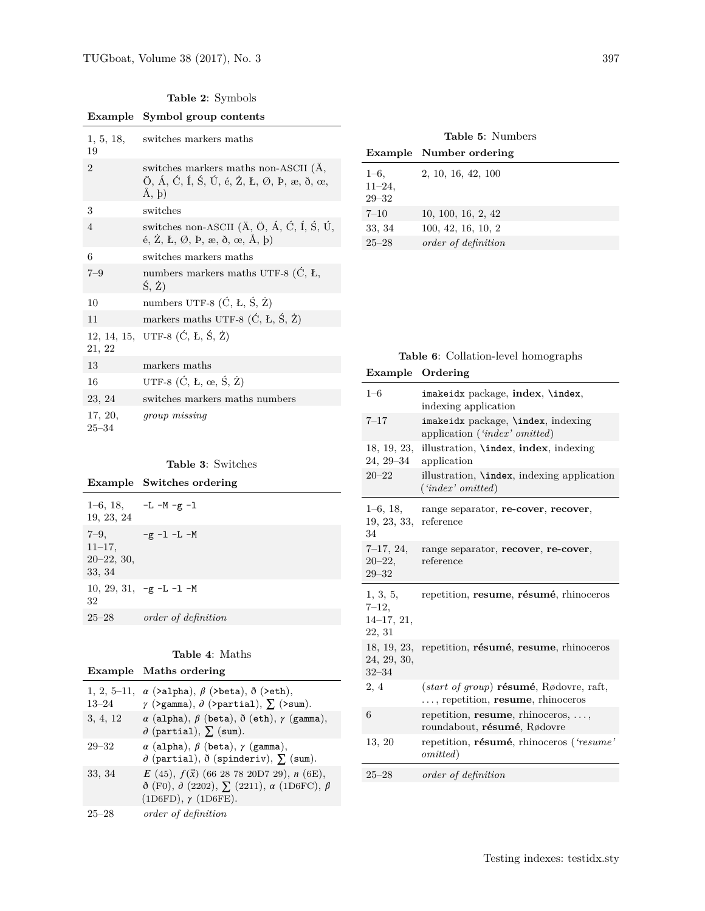**Table 2**: Symbols

| Example | Symbol group contents |
|---|---|
| 1, 5, 18, 19 | switches markers maths |
| 2 | switches markers maths non-ASCII (Ä, Ö, Á, Ć, Í, Ś, Ú, é, Ż, Ł, Ø, Þ, æ, ð, œ, Å, þ) |
| 3 | switches |
| 4 | switches non-ASCII (Ä, Ö, Á, Ć, Í, Ś, Ú, é, Ż, Ł, Ø, Þ, æ, ð, œ, Å, þ) |
| 6 | switches markers maths |
| 7–9 | numbers markers maths UTF-8 (Ć, Ł, Ś, Ż) |
| 10 | numbers UTF-8 (Ć, Ł, Ś, Ż) |
| 11 | markers maths UTF-8 (Ć, Ł, Ś, Ż) |
| 12, 14, 15, 21, 22 | UTF-8 (Ć, Ł, Ś, Ż) |
| 13 | markers maths |
| 16 | UTF-8 (Ć, Ł, œ, Ś, Ż) |
| 23, 24 | switches markers maths numbers |
| 17, 20, 25–34 | *group missing* |

**Table 3**: Switches

| Example | Switches ordering |
|---|---|
| 1–6, 18, 19, 23, 24 | `-L -M -g -l` |
| 7–9, 11–17, 20–22, 30, 33, 34 | `-g -l -L -M` |
| 10, 29, 31, 32 | `-g -L -l -M` |
| 25–28 | *order of definition* |

**Table 4**: Maths

| Example | Maths ordering |
|---|---|
| 1, 2, 5–11, 13–24 | $\alpha$ (`>alpha`), $\beta$ (`>beta`), ð (`>eth`), $\gamma$ (`>gamma`), $\partial$ (`>partial`), $\sum$ (`>sum`). |
| 3, 4, 12 | $\alpha$ (`alpha`), $\beta$ (`beta`), ð (`eth`), $\gamma$ (`gamma`), $\partial$ (`partial`), $\sum$ (`sum`). |
| 29–32 | $\alpha$ (`alpha`), $\beta$ (`beta`), $\gamma$ (`gamma`), $\partial$ (`partial`), ð (`spinderiv`), $\sum$ (`sum`). |
| 33, 34 | $\boldsymbol{E}$ (45), $f(\vec{x})$ (66 28 78 20D7 29), $\boldsymbol{n}$ (6E), ð (F0), $\partial$ (2202), $\sum$ (2211), $\boldsymbol{\alpha}$ (1D6FC), $\boldsymbol{\beta}$ (1D6FD), $\boldsymbol{\gamma}$ (1D6FE). |
| 25–28 | *order of definition* |

**Table 5**: Numbers

| Example | Number ordering |
|---|---|
| 1–6, 11–24, 29–32 | 2, 10, 16, 42, 100 |
| 7–10 | 10, 100, 16, 2, 42 |
| 33, 34 | 100, 42, 16, 10, 2 |
| 25–28 | *order of definition* |

**Table 6**: Collation-level homographs

| Example | Ordering |
|---|---|
| 1–6 | `imakeidx` package, **index**, **`\index`**, indexing application |
| 7–17 | `imakeidx` package, **`\index`**, indexing application (*'index' omitted*) |
| 18, 19, 23, 24, 29–34 | illustration, **`\index`**, **index**, indexing application |
| 20–22 | illustration, **`\index`**, indexing application (*'index' omitted*) |
| 1–6, 18, 19, 23, 33, 34 | range separator, **re-cover**, **recover**, reference |
| 7–17, 24, 20–22, 29–32 | range separator, **recover**, **re-cover**, reference |
| 1, 3, 5, 7–12, 14–17, 21, 22, 31 | repetition, **resume**, **résumé**, rhinoceros |
| 18, 19, 23, 24, 29, 30, 32–34 | repetition, **résumé**, **resume**, rhinoceros |
| 2, 4 | (*start of group*) **résumé**, Rødovre, raft, . . . , repetition, **resume**, rhinoceros |
| 6 | repetition, **resume**, rhinoceros, . . . , roundabout, **résumé**, Rødovre |
| 13, 20 | repetition, **résumé**, rhinoceros (*'resume' omitted*) |
| 25–28 | *order of definition* |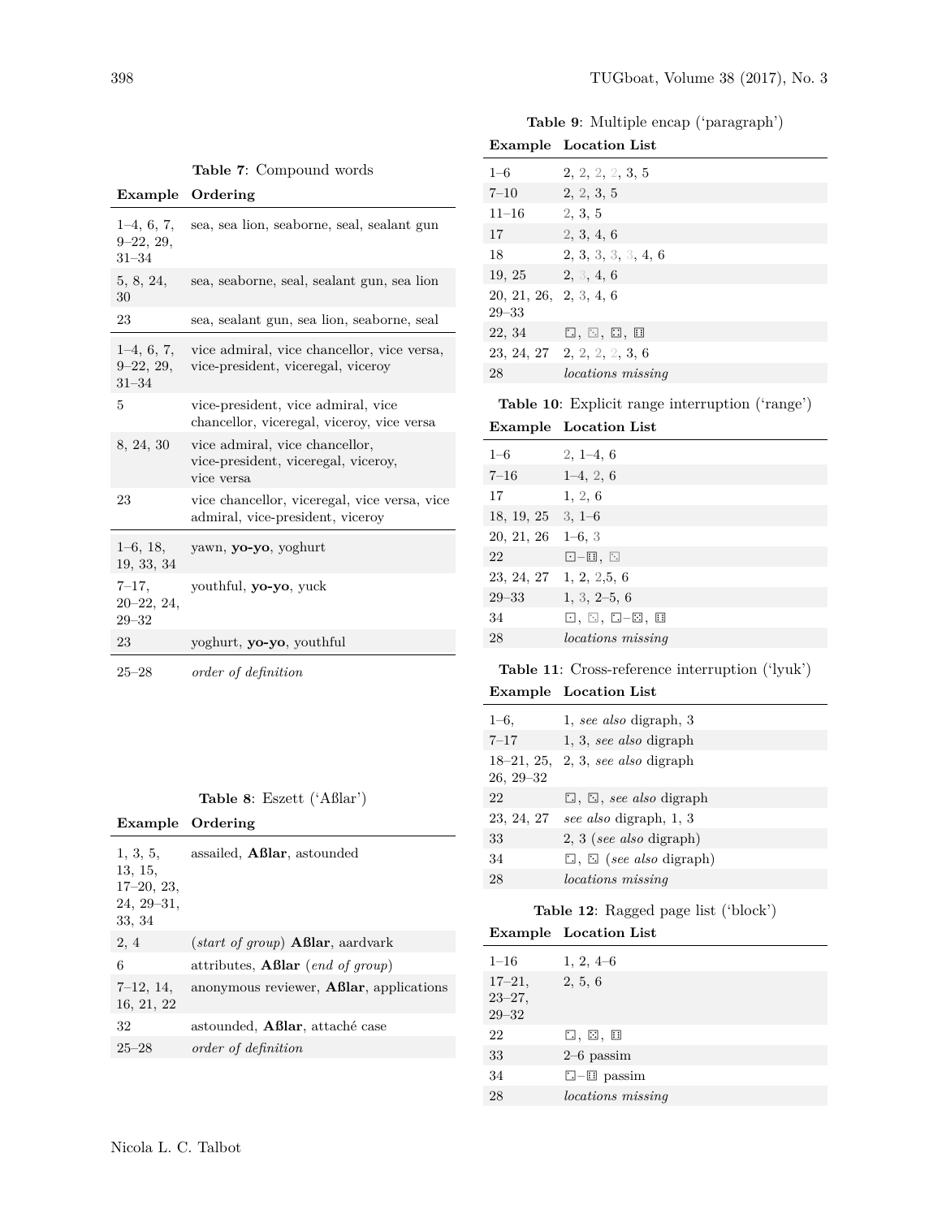**Table 7**: Compound words

| Example | Ordering |
|---|---|
| 1–4, 6, 7, 9–22, 29, 31–34 | sea, sea lion, seaborne, seal, sealant gun |
| 5, 8, 24, 30 | sea, seaborne, seal, sealant gun, sea lion |
| 23 | sea, sealant gun, sea lion, seaborne, seal |
| 1–4, 6, 7, 9–22, 29, 31–34 | vice admiral, vice chancellor, vice versa, vice-president, viceregal, viceroy |
| 5 | vice-president, vice admiral, vice chancellor, viceregal, viceroy, vice versa |
| 8, 24, 30 | vice admiral, vice chancellor, vice-president, viceregal, viceroy, vice versa |
| 23 | vice chancellor, viceregal, vice versa, vice admiral, vice-president, viceroy |
| 1–6, 18, 19, 33, 34 | yawn, **yo-yo**, yoghurt |
| 7–17, 20–22, 24, 29–32 | youthful, **yo-yo**, yuck |
| 23 | yoghurt, **yo-yo**, youthful |
| 25–28 | *order of definition* |

**Table 8**: Eszett ('Aßlar')

| Example | Ordering |
|---|---|
| 1, 3, 5, 13, 15, 17–20, 23, 24, 29–31, 33, 34 | assailed, **Aßlar**, astounded |
| 2, 4 | (*start of group*) **Aßlar**, aardvark |
| 6 | attributes, **Aßlar** (*end of group*) |
| 7–12, 14, 16, 21, 22 | anonymous reviewer, **Aßlar**, applications |
| 32 | astounded, **Aßlar**, attaché case |
| 25–28 | *order of definition* |

**Table 9**: Multiple encap ('paragraph')

| Example | Location List |
|---|---|
| 1–6 | 2, 2, 2, 2, 3, 5 |
| 7–10 | 2, 2, 3, 5 |
| 11–16 | 2, 3, 5 |
| 17 | 2, 3, 4, 6 |
| 18 | 2, 3, 3, 3, 3, 4, 6 |
| 19, 25 | 2, 3, 4, 6 |
| 20, 21, 26, 29–33 | 2, 3, 4, 6 |
| 22, 34 | ⚁, ⚂, ⚃, ⚅ |
| 23, 24, 27 | 2, 2, 2, 2, 3, 6 |
| 28 | *locations missing* |

**Table 10**: Explicit range interruption ('range')

| Example | Location List |
|---|---|
| 1–6 | 2, 1–4, 6 |
| 7–16 | 1–4, 2, 6 |
| 17 | 1, 2, 6 |
| 18, 19, 25 | 3, 1–6 |
| 20, 21, 26 | 1–6, 3 |
| 22 | ⚀–⚅, ⚂ |
| 23, 24, 27 | 1, 2, 2,5, 6 |
| 29–33 | 1, 3, 2–5, 6 |
| 34 | ⚀, ⚂, ⚁–⚄, ⚅ |
| 28 | *locations missing* |

**Table 11**: Cross-reference interruption ('lyuk')

| Example | Location List |
|---|---|
| 1–6, | 1, *see also* digraph, 3 |
| 7–17 | 1, 3, *see also* digraph |
| 18–21, 25, 26, 29–32 | 2, 3, *see also* digraph |
| 22 | ⚁, ⚂, *see also* digraph |
| 23, 24, 27 | *see also* digraph, 1, 3 |
| 33 | 2, 3 (*see also* digraph) |
| 34 | ⚁, ⚂ (*see also* digraph) |
| 28 | *locations missing* |

**Table 12**: Ragged page list ('block')

| Example | Location List |
|---|---|
| 1–16 | 1, 2, 4–6 |
| 17–21, 23–27, 29–32 | 2, 5, 6 |
| 22 | ⚁, ⚄, ⚅ |
| 33 | 2–6 passim |
| 34 | ⚁–⚅ passim |
| 28 | *locations missing* |

Nicola L. C. Talbot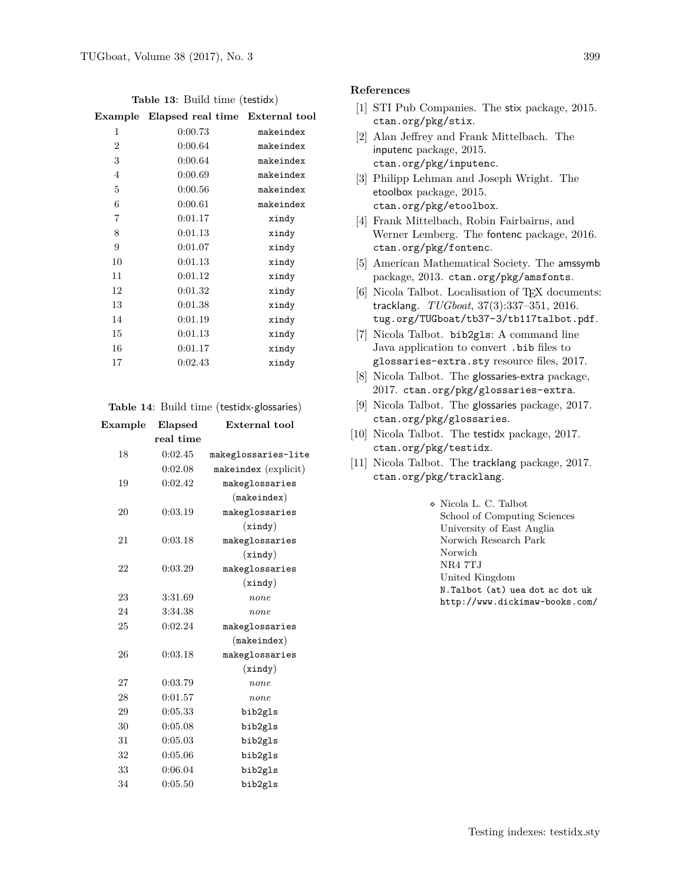**Table 13**: Build time (testidx)

| Example | Elapsed real time | External tool |
|---|---|---|
| 1 | 0:00.73 | makeindex |
| 2 | 0:00.64 | makeindex |
| 3 | 0:00.64 | makeindex |
| 4 | 0:00.69 | makeindex |
| 5 | 0:00.56 | makeindex |
| 6 | 0:00.61 | makeindex |
| 7 | 0:01.17 | xindy |
| 8 | 0:01.13 | xindy |
| 9 | 0:01.07 | xindy |
| 10 | 0:01.13 | xindy |
| 11 | 0:01.12 | xindy |
| 12 | 0:01.32 | xindy |
| 13 | 0:01.38 | xindy |
| 14 | 0:01.19 | xindy |
| 15 | 0:01.13 | xindy |
| 16 | 0:01.17 | xindy |
| 17 | 0:02.43 | xindy |

**Table 14**: Build time (testidx-glossaries)

| Example | Elapsed real time | External tool |
|---|---|---|
| 18 | 0:02.45 | makeglossaries-lite |
| | 0:02.08 | makeindex (explicit) |
| 19 | 0:02.42 | makeglossaries (makeindex) |
| 20 | 0:03.19 | makeglossaries (xindy) |
| 21 | 0:03.18 | makeglossaries (xindy) |
| 22 | 0:03.29 | makeglossaries (xindy) |
| 23 | 3:31.69 | *none* |
| 24 | 3:34.38 | *none* |
| 25 | 0:02.24 | makeglossaries (makeindex) |
| 26 | 0:03.18 | makeglossaries (xindy) |
| 27 | 0:03.79 | *none* |
| 28 | 0:01.57 | *none* |
| 29 | 0:05.33 | bib2gls |
| 30 | 0:05.08 | bib2gls |
| 31 | 0:05.03 | bib2gls |
| 32 | 0:05.06 | bib2gls |
| 33 | 0:06.04 | bib2gls |
| 34 | 0:05.50 | bib2gls |

## References

[1] STI Pub Companies. The stix package, 2015. ctan.org/pkg/stix.

[2] Alan Jeffrey and Frank Mittelbach. The inputenc package, 2015. ctan.org/pkg/inputenc.

[3] Philipp Lehman and Joseph Wright. The etoolbox package, 2015. ctan.org/pkg/etoolbox.

[4] Frank Mittelbach, Robin Fairbairns, and Werner Lemberg. The fontenc package, 2016. ctan.org/pkg/fontenc.

[5] American Mathematical Society. The amssymb package, 2013. ctan.org/pkg/amsfonts.

[6] Nicola Talbot. Localisation of TEX documents: tracklang. *TUGboat*, 37(3):337–351, 2016. tug.org/TUGboat/tb37-3/tb117talbot.pdf.

[7] Nicola Talbot. bib2gls: A command line Java application to convert .bib files to glossaries-extra.sty resource files, 2017.

[8] Nicola Talbot. The glossaries-extra package, 2017. ctan.org/pkg/glossaries-extra.

[9] Nicola Talbot. The glossaries package, 2017. ctan.org/pkg/glossaries.

[10] Nicola Talbot. The testidx package, 2017. ctan.org/pkg/testidx.

[11] Nicola Talbot. The tracklang package, 2017. ctan.org/pkg/tracklang.

⋄ Nicola L. C. Talbot
School of Computing Sciences
University of East Anglia
Norwich Research Park
Norwich
NR4 7TJ
United Kingdom
N.Talbot (at) uea dot ac dot uk
http://www.dickimaw-books.com/